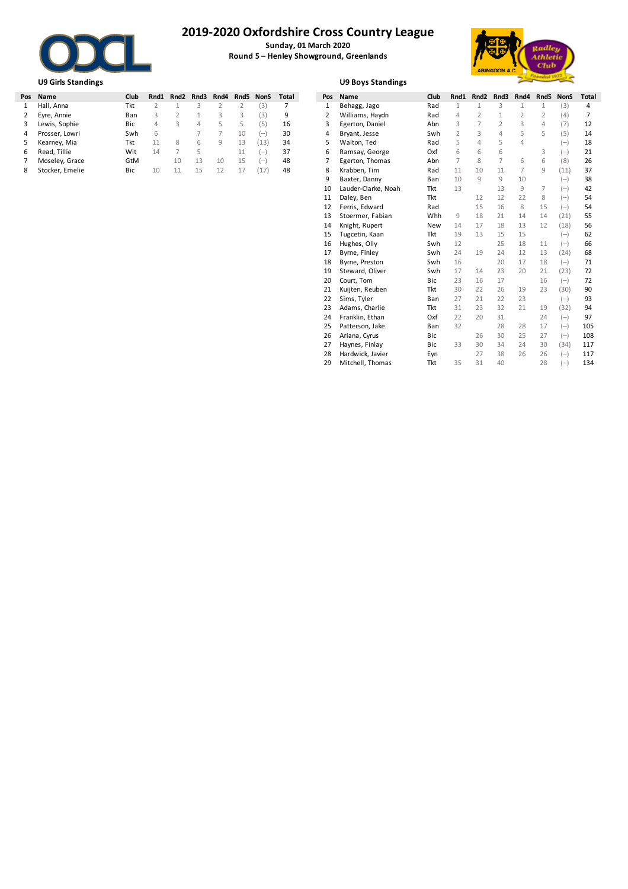# 2019-2020 Oxfordshire Cross Country League

**Sunday, 01 March 2020**

**Round 5 – Henley Showground, Greenlands**

### U9 Girls Standings

| Pos | Name | Club | Rnd1 | Rnd2 | Rnd3 | Rnd4 | Rnd5 | NonS | Total |
|---|---|---|---|---|---|---|---|---|---|
| 1 | Hall, Anna | Tkt | 2 | 1 | 3 | 2 | 2 | (3) | 7 |
| 2 | Eyre, Annie | Ban | 3 | 2 | 1 | 3 | 3 | (3) | 9 |
| 3 | Lewis, Sophie | Bic | 4 | 3 | 4 | 5 | 5 | (5) | 16 |
| 4 | Prosser, Lowri | Swh | 6 | | 7 | 7 | 10 | (–) | 30 |
| 5 | Kearney, Mia | Tkt | 11 | 8 | 6 | 9 | 13 | (13) | 34 |
| 6 | Read, Tillie | Wit | 14 | 7 | 5 | | 11 | (–) | 37 |
| 7 | Moseley, Grace | GtM | | 10 | 13 | 10 | 15 | (–) | 48 |
| 8 | Stocker, Emelie | Bic | 10 | 11 | 15 | 12 | 17 | (17) | 48 |

### U9 Boys Standings

| Pos | Name | Club | Rnd1 | Rnd2 | Rnd3 | Rnd4 | Rnd5 | NonS | Total |
|---|---|---|---|---|---|---|---|---|---|
| 1 | Behagg, Jago | Rad | 1 | 1 | 3 | 1 | 1 | (3) | 4 |
| 2 | Williams, Haydn | Rad | 4 | 2 | 1 | 2 | 2 | (4) | 7 |
| 3 | Egerton, Daniel | Abn | 3 | 7 | 2 | 3 | 4 | (7) | 12 |
| 4 | Bryant, Jesse | Swh | 2 | 3 | 4 | 5 | 5 | (5) | 14 |
| 5 | Walton, Ted | Rad | 5 | 4 | 5 | 4 | | (–) | 18 |
| 6 | Ramsay, George | Oxf | 6 | 6 | 6 | | 3 | (–) | 21 |
| 7 | Egerton, Thomas | Abn | 7 | 8 | 7 | 6 | 6 | (8) | 26 |
| 8 | Krabben, Tim | Rad | 11 | 10 | 11 | 7 | 9 | (11) | 37 |
| 9 | Baxter, Danny | Ban | 10 | 9 | 9 | 10 | | (–) | 38 |
| 10 | Lauder-Clarke, Noah | Tkt | 13 | | 13 | 9 | 7 | (–) | 42 |
| 11 | Daley, Ben | Tkt | | 12 | 12 | 22 | 8 | (–) | 54 |
| 12 | Ferris, Edward | Rad | | 15 | 16 | 8 | 15 | (–) | 54 |
| 13 | Stoermer, Fabian | Whh | 9 | 18 | 21 | 14 | 14 | (21) | 55 |
| 14 | Knight, Rupert | New | 14 | 17 | 18 | 13 | 12 | (18) | 56 |
| 15 | Tugcetin, Kaan | Tkt | 19 | 13 | 15 | 15 | | (–) | 62 |
| 16 | Hughes, Olly | Swh | 12 | | 25 | 18 | 11 | (–) | 66 |
| 17 | Byrne, Finley | Swh | 24 | 19 | 24 | 12 | 13 | (24) | 68 |
| 18 | Byrne, Preston | Swh | 16 | | 20 | 17 | 18 | (–) | 71 |
| 19 | Steward, Oliver | Swh | 17 | 14 | 23 | 20 | 21 | (23) | 72 |
| 20 | Court, Tom | Bic | 23 | 16 | 17 | | 16 | (–) | 72 |
| 21 | Kuijten, Reuben | Tkt | 30 | 22 | 26 | 19 | 23 | (30) | 90 |
| 22 | Sims, Tyler | Ban | 27 | 21 | 22 | 23 | | (–) | 93 |
| 23 | Adams, Charlie | Tkt | 31 | 23 | 32 | 21 | 19 | (32) | 94 |
| 24 | Franklin, Ethan | Oxf | 22 | 20 | 31 | | 24 | (–) | 97 |
| 25 | Patterson, Jake | Ban | 32 | | 28 | 28 | 17 | (–) | 105 |
| 26 | Ariana, Cyrus | Bic | | 26 | 30 | 25 | 27 | (–) | 108 |
| 27 | Haynes, Finlay | Bic | 33 | 30 | 34 | 24 | 30 | (34) | 117 |
| 28 | Hardwick, Javier | Eyn | | 27 | 38 | 26 | 26 | (–) | 117 |
| 29 | Mitchell, Thomas | Tkt | 35 | 31 | 40 | | 28 | (–) | 134 |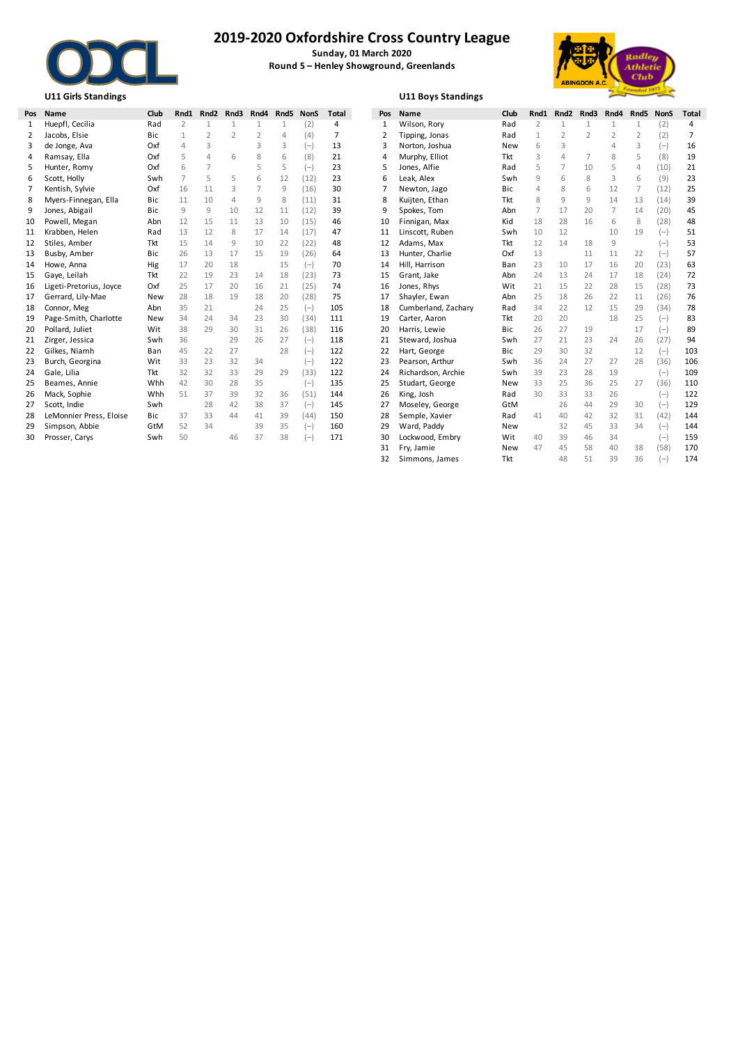# 2019-2020 Oxfordshire Cross Country League

**Sunday, 01 March 2020**

**Round 5 – Henley Showground, Greenlands**

## U11 Girls Standings

| Pos | Name | Club | Rnd1 | Rnd2 | Rnd3 | Rnd4 | Rnd5 | NonS | Total |
|---|---|---|---|---|---|---|---|---|---|
| 1 | Huepfl, Cecilia | Rad | 2 | 1 | 1 | 1 | 1 | (2) | 4 |
| 2 | Jacobs, Elsie | Bic | 1 | 2 | 2 | 2 | 4 | (4) | 7 |
| 3 | de Jonge, Ava | Oxf | 4 | 3 | | 3 | 3 | (–) | 13 |
| 4 | Ramsay, Ella | Oxf | 5 | 4 | 6 | 8 | 6 | (8) | 21 |
| 5 | Hunter, Romy | Oxf | 6 | 7 | | 5 | 5 | (–) | 23 |
| 6 | Scott, Holly | Swh | 7 | 5 | 5 | 6 | 12 | (12) | 23 |
| 7 | Kentish, Sylvie | Oxf | 16 | 11 | 3 | 7 | 9 | (16) | 30 |
| 8 | Myers-Finnegan, Ella | Bic | 11 | 10 | 4 | 9 | 8 | (11) | 31 |
| 9 | Jones, Abigail | Bic | 9 | 9 | 10 | 12 | 11 | (12) | 39 |
| 10 | Powell, Megan | Abn | 12 | 15 | 11 | 13 | 10 | (15) | 46 |
| 11 | Krabben, Helen | Rad | 13 | 12 | 8 | 17 | 14 | (17) | 47 |
| 12 | Stiles, Amber | Tkt | 15 | 14 | 9 | 10 | 22 | (22) | 48 |
| 13 | Busby, Amber | Bic | 26 | 13 | 17 | 15 | 19 | (26) | 64 |
| 14 | Howe, Anna | Hig | 17 | 20 | 18 | | 15 | (–) | 70 |
| 15 | Gaye, Leilah | Tkt | 22 | 19 | 23 | 14 | 18 | (23) | 73 |
| 16 | Ligeti-Pretorius, Joyce | Oxf | 25 | 17 | 20 | 16 | 21 | (25) | 74 |
| 17 | Gerrard, Lily-Mae | New | 28 | 18 | 19 | 18 | 20 | (28) | 75 |
| 18 | Connor, Meg | Abn | 35 | 21 | | 24 | 25 | (–) | 105 |
| 19 | Page-Smith, Charlotte | New | 34 | 24 | 34 | 23 | 30 | (34) | 111 |
| 20 | Pollard, Juliet | Wit | 38 | 29 | 30 | 31 | 26 | (38) | 116 |
| 21 | Zirger, Jessica | Swh | 36 | | 29 | 26 | 27 | (–) | 118 |
| 22 | Gilkes, Niamh | Ban | 45 | 22 | 27 | | 28 | (–) | 122 |
| 23 | Burch, Georgina | Wit | 33 | 23 | 32 | 34 | | (–) | 122 |
| 24 | Gale, Lilia | Tkt | 32 | 32 | 33 | 29 | 29 | (33) | 122 |
| 25 | Beames, Annie | Whh | 42 | 30 | 28 | 35 | | (–) | 135 |
| 26 | Mack, Sophie | Whh | 51 | 37 | 39 | 32 | 36 | (51) | 144 |
| 27 | Scott, Indie | Swh | | 28 | 42 | 38 | 37 | (–) | 145 |
| 28 | LeMonnier Press, Eloise | Bic | 37 | 33 | 44 | 41 | 39 | (44) | 150 |
| 29 | Simpson, Abbie | GtM | 52 | 34 | | 39 | 35 | (–) | 160 |
| 30 | Prosser, Carys | Swh | 50 | | 46 | 37 | 38 | (–) | 171 |

## U11 Boys Standings

| Pos | Name | Club | Rnd1 | Rnd2 | Rnd3 | Rnd4 | Rnd5 | NonS | Total |
|---|---|---|---|---|---|---|---|---|---|
| 1 | Wilson, Rory | Rad | 2 | 1 | 1 | 1 | 1 | (2) | 4 |
| 2 | Tipping, Jonas | Rad | 1 | 2 | 2 | 2 | 2 | (2) | 7 |
| 3 | Norton, Joshua | New | 6 | 3 | | 4 | 3 | (–) | 16 |
| 4 | Murphy, Elliot | Tkt | 3 | 4 | 7 | 8 | 5 | (8) | 19 |
| 5 | Jones, Alfie | Rad | 5 | 7 | 10 | 5 | 4 | (10) | 21 |
| 6 | Leak, Alex | Swh | 9 | 6 | 8 | 3 | 6 | (9) | 23 |
| 7 | Newton, Jago | Bic | 4 | 8 | 6 | 12 | 7 | (12) | 25 |
| 8 | Kuijten, Ethan | Tkt | 8 | 9 | 9 | 14 | 13 | (14) | 39 |
| 9 | Spokes, Tom | Abn | 7 | 17 | 20 | 7 | 14 | (20) | 45 |
| 10 | Finnigan, Max | Kid | 18 | 28 | 16 | 6 | 8 | (28) | 48 |
| 11 | Linscott, Ruben | Swh | 10 | 12 | | 10 | 19 | (–) | 51 |
| 12 | Adams, Max | Tkt | 12 | 14 | 18 | 9 | | (–) | 53 |
| 13 | Hunter, Charlie | Oxf | 13 | | 11 | 11 | 22 | (–) | 57 |
| 14 | Hill, Harrison | Ban | 23 | 10 | 17 | 16 | 20 | (23) | 63 |
| 15 | Grant, Jake | Abn | 24 | 13 | 24 | 17 | 18 | (24) | 72 |
| 16 | Jones, Rhys | Wit | 21 | 15 | 22 | 28 | 15 | (28) | 73 |
| 17 | Shayler, Ewan | Abn | 25 | 18 | 26 | 22 | 11 | (26) | 76 |
| 18 | Cumberland, Zachary | Rad | 34 | 22 | 12 | 15 | 29 | (34) | 78 |
| 19 | Carter, Aaron | Tkt | 20 | 20 | | 18 | 25 | (–) | 83 |
| 20 | Harris, Lewie | Bic | 26 | 27 | 19 | | 17 | (–) | 89 |
| 21 | Steward, Joshua | Swh | 27 | 21 | 23 | 24 | 26 | (27) | 94 |
| 22 | Hart, George | Bic | 29 | 30 | 32 | | 12 | (–) | 103 |
| 23 | Pearson, Arthur | Swh | 36 | 24 | 27 | 27 | 28 | (36) | 106 |
| 24 | Richardson, Archie | Swh | 39 | 23 | 28 | 19 | | (–) | 109 |
| 25 | Studart, George | New | 33 | 25 | 36 | 25 | 27 | (36) | 110 |
| 26 | King, Josh | Rad | 30 | 33 | 33 | 26 | | (–) | 122 |
| 27 | Moseley, George | GtM | | 26 | 44 | 29 | 30 | (–) | 129 |
| 28 | Semple, Xavier | Rad | 41 | 40 | 42 | 32 | 31 | (42) | 144 |
| 29 | Ward, Paddy | New | | 32 | 45 | 33 | 34 | (–) | 144 |
| 30 | Lockwood, Embry | Wit | 40 | 39 | 46 | 34 | | (–) | 159 |
| 31 | Fry, Jamie | New | 47 | 45 | 58 | 40 | 38 | (58) | 170 |
| 32 | Simmons, James | Tkt | | 48 | 51 | 39 | 36 | (–) | 174 |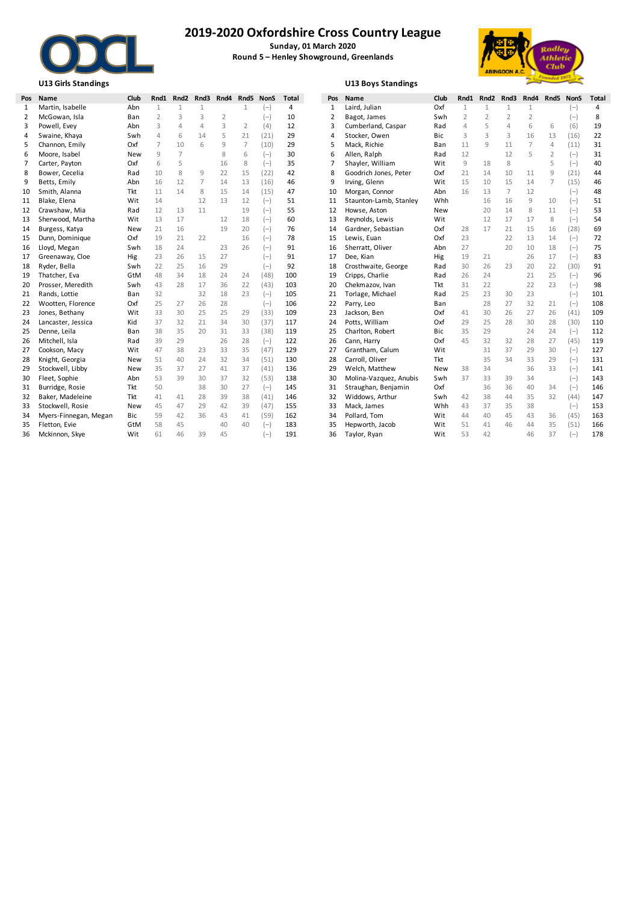# 2019-2020 Oxfordshire Cross Country League

**Sunday, 01 March 2020**

**Round 5 – Henley Showground, Greenlands**

## U13 Girls Standings

| Pos | Name | Club | Rnd1 | Rnd2 | Rnd3 | Rnd4 | Rnd5 | NonS | Total |
|---|---|---|---|---|---|---|---|---|---|
| 1 | Martin, Isabelle | Abn | 1 | 1 | 1 | | 1 | (–) | 4 |
| 2 | McGowan, Isla | Ban | 2 | 3 | 3 | 2 | | (–) | 10 |
| 3 | Powell, Evey | Abn | 3 | 4 | 4 | 3 | 2 | (4) | 12 |
| 4 | Swaine, Khaya | Swh | 4 | 6 | 14 | 5 | 21 | (21) | 29 |
| 5 | Channon, Emily | Oxf | 7 | 10 | 6 | 9 | 7 | (10) | 29 |
| 6 | Moore, Isabel | New | 9 | 7 | | 8 | 6 | (–) | 30 |
| 7 | Carter, Payton | Oxf | 6 | 5 | | 16 | 8 | (–) | 35 |
| 8 | Bower, Cecelia | Rad | 10 | 8 | 9 | 22 | 15 | (22) | 42 |
| 9 | Betts, Emily | Abn | 16 | 12 | 7 | 14 | 13 | (16) | 46 |
| 10 | Smith, Alanna | Tkt | 11 | 14 | 8 | 15 | 14 | (15) | 47 |
| 11 | Blake, Elena | Wit | 14 | | 12 | 13 | 12 | (–) | 51 |
| 12 | Crawshaw, Mia | Rad | 12 | 13 | 11 | | 19 | (–) | 55 |
| 13 | Sherwood, Martha | Wit | 13 | 17 | | 12 | 18 | (–) | 60 |
| 14 | Burgess, Katya | New | 21 | 16 | | 19 | 20 | (–) | 76 |
| 15 | Dunn, Dominique | Oxf | 19 | 21 | 22 | | 16 | (–) | 78 |
| 16 | Lloyd, Megan | Swh | 18 | 24 | | 23 | 26 | (–) | 91 |
| 17 | Greenaway, Cloe | Hig | 23 | 26 | 15 | 27 | | (–) | 91 |
| 18 | Ryder, Bella | Swh | 22 | 25 | 16 | 29 | | (–) | 92 |
| 19 | Thatcher, Eva | GtM | 48 | 34 | 18 | 24 | 24 | (48) | 100 |
| 20 | Prosser, Meredith | Swh | 43 | 28 | 17 | 36 | 22 | (43) | 103 |
| 21 | Rands, Lottie | Ban | 32 | | 32 | 18 | 23 | (–) | 105 |
| 22 | Wootten, Florence | Oxf | 25 | 27 | 26 | 28 | | (–) | 106 |
| 23 | Jones, Bethany | Wit | 33 | 30 | 25 | 25 | 29 | (33) | 109 |
| 24 | Lancaster, Jessica | Kid | 37 | 32 | 21 | 34 | 30 | (37) | 117 |
| 25 | Denne, Leila | Ban | 38 | 35 | 20 | 31 | 33 | (38) | 119 |
| 26 | Mitchell, Isla | Rad | 39 | 29 | | 26 | 28 | (–) | 122 |
| 27 | Cookson, Macy | Wit | 47 | 38 | 23 | 33 | 35 | (47) | 129 |
| 28 | Knight, Georgia | New | 51 | 40 | 24 | 32 | 34 | (51) | 130 |
| 29 | Stockwell, Libby | New | 35 | 37 | 27 | 41 | 37 | (41) | 136 |
| 30 | Fleet, Sophie | Abn | 53 | 39 | 30 | 37 | 32 | (53) | 138 |
| 31 | Burridge, Rosie | Tkt | 50 | | 38 | 30 | 27 | (–) | 145 |
| 32 | Baker, Madeleine | Tkt | 41 | 41 | 28 | 39 | 38 | (41) | 146 |
| 33 | Stockwell, Rosie | New | 45 | 47 | 29 | 42 | 39 | (47) | 155 |
| 34 | Myers-Finnegan, Megan | Bic | 59 | 42 | 36 | 43 | 41 | (59) | 162 |
| 35 | Fletton, Evie | GtM | 58 | 45 | | 40 | 40 | (–) | 183 |
| 36 | Mckinnon, Skye | Wit | 61 | 46 | 39 | 45 | | (–) | 191 |

## U13 Boys Standings

| Pos | Name | Club | Rnd1 | Rnd2 | Rnd3 | Rnd4 | Rnd5 | NonS | Total |
|---|---|---|---|---|---|---|---|---|---|
| 1 | Laird, Julian | Oxf | 1 | 1 | 1 | 1 | | (–) | 4 |
| 2 | Bagot, James | Swh | 2 | 2 | 2 | 2 | | (–) | 8 |
| 3 | Cumberland, Caspar | Rad | 4 | 5 | 4 | 6 | 6 | (6) | 19 |
| 4 | Stocker, Owen | Bic | 3 | 3 | 3 | 16 | 13 | (16) | 22 |
| 5 | Mack, Richie | Ban | 11 | 9 | 11 | 7 | 4 | (11) | 31 |
| 6 | Allen, Ralph | Rad | 12 | | 12 | 5 | 2 | (–) | 31 |
| 7 | Shayler, William | Wit | 9 | 18 | 8 | | 5 | (–) | 40 |
| 8 | Goodrich Jones, Peter | Oxf | 21 | 14 | 10 | 11 | 9 | (21) | 44 |
| 9 | Irving, Glenn | Wit | 15 | 10 | 15 | 14 | 7 | (15) | 46 |
| 10 | Morgan, Connor | Abn | 16 | 13 | 7 | 12 | | (–) | 48 |
| 11 | Staunton-Lamb, Stanley | Whh | | 16 | 16 | 9 | 10 | (–) | 51 |
| 12 | Howse, Aston | New | | 20 | 14 | 8 | 11 | (–) | 53 |
| 13 | Reynolds, Lewis | Wit | | 12 | 17 | 17 | 8 | (–) | 54 |
| 14 | Gardner, Sebastian | Oxf | 28 | 17 | 21 | 15 | 16 | (28) | 69 |
| 15 | Lewis, Euan | Oxf | 23 | | 22 | 13 | 14 | (–) | 72 |
| 16 | Sherratt, Oliver | Abn | 27 | | 20 | 10 | 18 | (–) | 75 |
| 17 | Dee, Kian | Hig | 19 | 21 | | 26 | 17 | (–) | 83 |
| 18 | Crosthwaite, George | Rad | 30 | 26 | 23 | 20 | 22 | (30) | 91 |
| 19 | Cripps, Charlie | Rad | 26 | 24 | | 21 | 25 | (–) | 96 |
| 20 | Chekmazov, Ivan | Tkt | 31 | 22 | | 22 | 23 | (–) | 98 |
| 21 | Torlage, Michael | Rad | 25 | 23 | 30 | 23 | | (–) | 101 |
| 22 | Parry, Leo | Ban | | 28 | 27 | 32 | 21 | (–) | 108 |
| 23 | Jackson, Ben | Oxf | 41 | 30 | 26 | 27 | 26 | (41) | 109 |
| 24 | Potts, William | Oxf | 29 | 25 | 28 | 30 | 28 | (30) | 110 |
| 25 | Charlton, Robert | Bic | 35 | 29 | | 24 | 24 | (–) | 112 |
| 26 | Cann, Harry | Oxf | 45 | 32 | 32 | 28 | 27 | (45) | 119 |
| 27 | Grantham, Calum | Wit | | 31 | 37 | 29 | 30 | (–) | 127 |
| 28 | Carroll, Oliver | Tkt | | 35 | 34 | 33 | 29 | (–) | 131 |
| 29 | Welch, Matthew | New | 38 | 34 | | 36 | 33 | (–) | 141 |
| 30 | Molina-Vazquez, Anubis | Swh | 37 | 33 | 39 | 34 | | (–) | 143 |
| 31 | Straughan, Benjamin | Oxf | | 36 | 36 | 40 | 34 | (–) | 146 |
| 32 | Widdows, Arthur | Swh | 42 | 38 | 44 | 35 | 32 | (44) | 147 |
| 33 | Mack, James | Whh | 43 | 37 | 35 | 38 | | (–) | 153 |
| 34 | Pollard, Tom | Wit | 44 | 40 | 45 | 43 | 36 | (45) | 163 |
| 35 | Hepworth, Jacob | Wit | 51 | 41 | 46 | 44 | 35 | (51) | 166 |
| 36 | Taylor, Ryan | Wit | 53 | 42 | | 46 | 37 | (–) | 178 |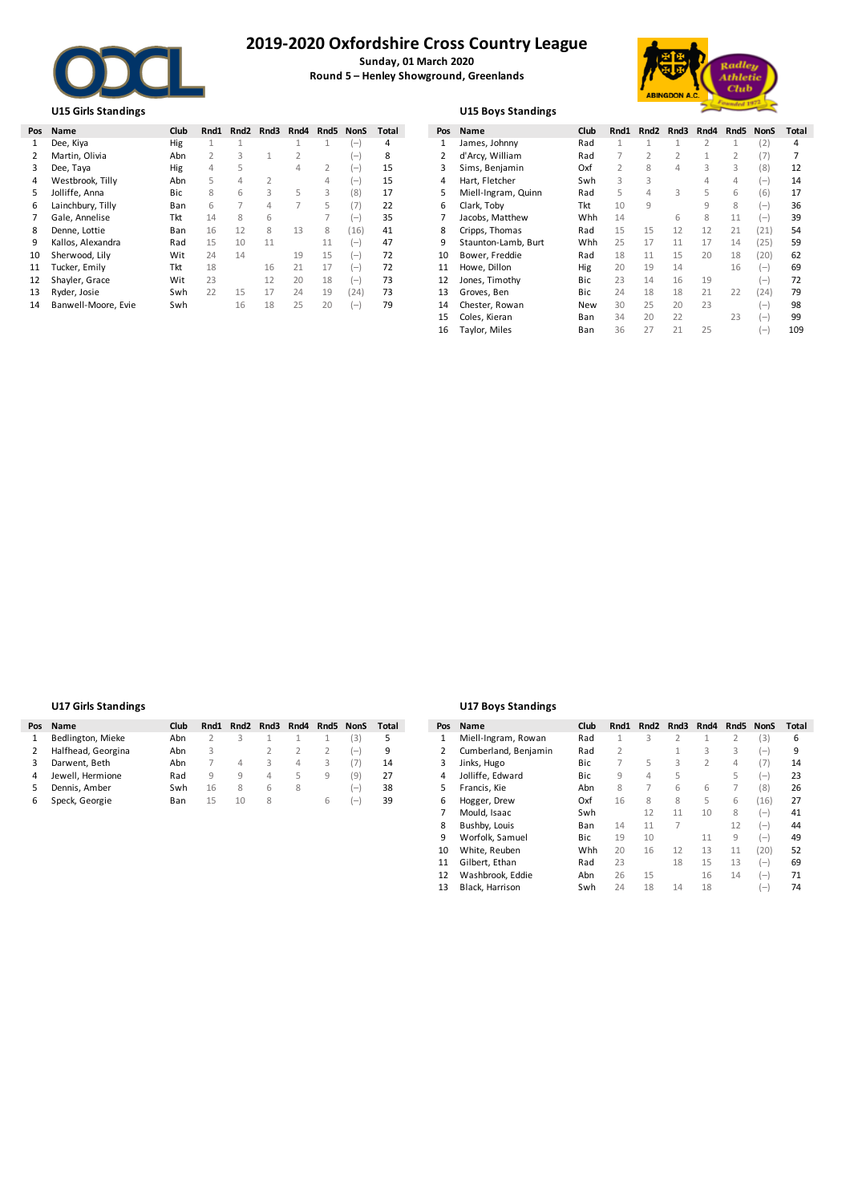# 2019-2020 Oxfordshire Cross Country League

**Sunday, 01 March 2020**

**Round 5 – Henley Showground, Greenlands**

### U15 Girls Standings

| Pos | Name | Club | Rnd1 | Rnd2 | Rnd3 | Rnd4 | Rnd5 | NonS | Total |
|---|---|---|---|---|---|---|---|---|---|
| 1 | Dee, Kiya | Hig | 1 | 1 | | 1 | 1 | (–) | 4 |
| 2 | Martin, Olivia | Abn | 2 | 3 | 1 | 2 | | (–) | 8 |
| 3 | Dee, Taya | Hig | 4 | 5 | | 4 | 2 | (–) | 15 |
| 4 | Westbrook, Tilly | Abn | 5 | 4 | 2 | | 4 | (–) | 15 |
| 5 | Jolliffe, Anna | Bic | 8 | 6 | 3 | 5 | 3 | (8) | 17 |
| 6 | Lainchbury, Tilly | Ban | 6 | 7 | 4 | 7 | 5 | (7) | 22 |
| 7 | Gale, Annelise | Tkt | 14 | 8 | 6 | | 7 | (–) | 35 |
| 8 | Denne, Lottie | Ban | 16 | 12 | 8 | 13 | 8 | (16) | 41 |
| 9 | Kallos, Alexandra | Rad | 15 | 10 | 11 | | 11 | (–) | 47 |
| 10 | Sherwood, Lily | Wit | 24 | 14 | | 19 | 15 | (–) | 72 |
| 11 | Tucker, Emily | Tkt | 18 | | 16 | 21 | 17 | (–) | 72 |
| 12 | Shayler, Grace | Wit | 23 | | 12 | 20 | 18 | (–) | 73 |
| 13 | Ryder, Josie | Swh | 22 | 15 | 17 | 24 | 19 | (24) | 73 |
| 14 | Banwell-Moore, Evie | Swh | | 16 | 18 | 25 | 20 | (–) | 79 |

### U15 Boys Standings

| Pos | Name | Club | Rnd1 | Rnd2 | Rnd3 | Rnd4 | Rnd5 | NonS | Total |
|---|---|---|---|---|---|---|---|---|---|
| 1 | James, Johnny | Rad | 1 | 1 | 1 | 2 | 1 | (2) | 4 |
| 2 | d'Arcy, William | Rad | 7 | 2 | 2 | 1 | 2 | (7) | 7 |
| 3 | Sims, Benjamin | Oxf | 2 | 8 | 4 | 3 | 3 | (8) | 12 |
| 4 | Hart, Fletcher | Swh | 3 | 3 | | 4 | 4 | (–) | 14 |
| 5 | Miell-Ingram, Quinn | Rad | 5 | 4 | 3 | 5 | 6 | (6) | 17 |
| 6 | Clark, Toby | Tkt | 10 | 9 | | 9 | 8 | (–) | 36 |
| 7 | Jacobs, Matthew | Whh | 14 | | 6 | 8 | 11 | (–) | 39 |
| 8 | Cripps, Thomas | Rad | 15 | 15 | 12 | 12 | 21 | (21) | 54 |
| 9 | Staunton-Lamb, Burt | Whh | 25 | 17 | 11 | 17 | 14 | (25) | 59 |
| 10 | Bower, Freddie | Rad | 18 | 11 | 15 | 20 | 18 | (20) | 62 |
| 11 | Howe, Dillon | Hig | 20 | 19 | 14 | | 16 | (–) | 69 |
| 12 | Jones, Timothy | Bic | 23 | 14 | 16 | 19 | | (–) | 72 |
| 13 | Groves, Ben | Bic | 24 | 18 | 18 | 21 | 22 | (24) | 79 |
| 14 | Chester, Rowan | New | 30 | 25 | 20 | 23 | | (–) | 98 |
| 15 | Coles, Kieran | Ban | 34 | 20 | 22 | | 23 | (–) | 99 |
| 16 | Taylor, Miles | Ban | 36 | 27 | 21 | 25 | | (–) | 109 |

### U17 Girls Standings

| Pos | Name | Club | Rnd1 | Rnd2 | Rnd3 | Rnd4 | Rnd5 | NonS | Total |
|---|---|---|---|---|---|---|---|---|---|
| 1 | Bedlington, Mieke | Abn | 2 | 3 | 1 | 1 | 1 | (3) | 5 |
| 2 | Halfhead, Georgina | Abn | 3 | | 2 | 2 | 2 | (–) | 9 |
| 3 | Darwent, Beth | Abn | 7 | 4 | 3 | 4 | 3 | (7) | 14 |
| 4 | Jewell, Hermione | Rad | 9 | 9 | 4 | 5 | 9 | (9) | 27 |
| 5 | Dennis, Amber | Swh | 16 | 8 | 6 | 8 | | (–) | 38 |
| 6 | Speck, Georgie | Ban | 15 | 10 | 8 | | 6 | (–) | 39 |

### U17 Boys Standings

| Pos | Name | Club | Rnd1 | Rnd2 | Rnd3 | Rnd4 | Rnd5 | NonS | Total |
|---|---|---|---|---|---|---|---|---|---|
| 1 | Miell-Ingram, Rowan | Rad | 1 | 3 | 2 | 1 | 2 | (3) | 6 |
| 2 | Cumberland, Benjamin | Rad | 2 | | 1 | 3 | 3 | (–) | 9 |
| 3 | Jinks, Hugo | Bic | 7 | 5 | 3 | 2 | 4 | (7) | 14 |
| 4 | Jolliffe, Edward | Bic | 9 | 4 | 5 | | 5 | (–) | 23 |
| 5 | Francis, Kie | Abn | 8 | 7 | 6 | 6 | 7 | (8) | 26 |
| 6 | Hogger, Drew | Oxf | 16 | 8 | 8 | 5 | 6 | (16) | 27 |
| 7 | Mould, Isaac | Swh | | 12 | 11 | 10 | 8 | (–) | 41 |
| 8 | Bushby, Louis | Ban | 14 | 11 | 7 | | 12 | (–) | 44 |
| 9 | Worfolk, Samuel | Bic | 19 | 10 | | 11 | 9 | (–) | 49 |
| 10 | White, Reuben | Whh | 20 | 16 | 12 | 13 | 11 | (20) | 52 |
| 11 | Gilbert, Ethan | Rad | 23 | | 18 | 15 | 13 | (–) | 69 |
| 12 | Washbrook, Eddie | Abn | 26 | 15 | | 16 | 14 | (–) | 71 |
| 13 | Black, Harrison | Swh | 24 | 18 | 14 | 18 | | (–) | 74 |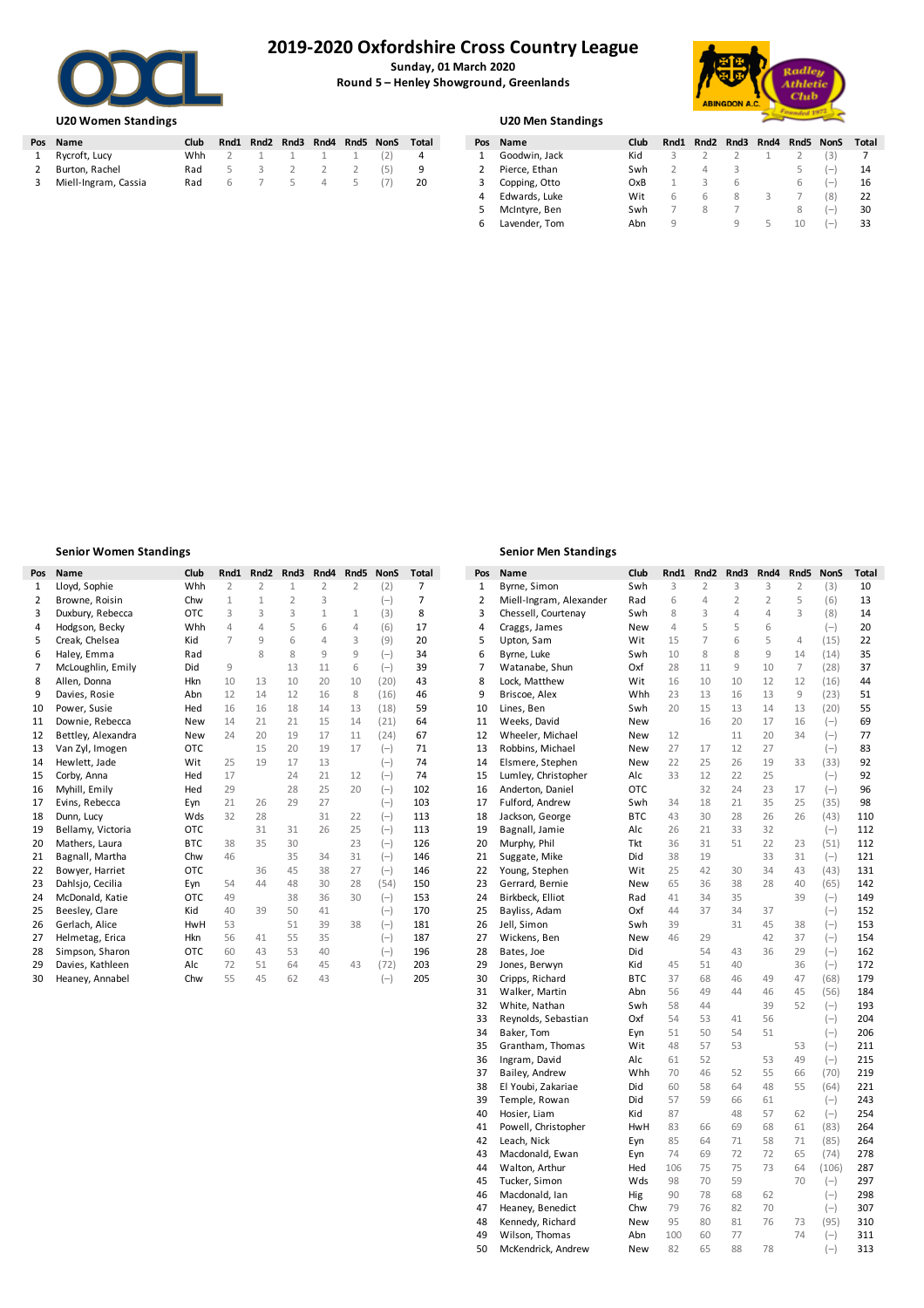# 2019-2020 Oxfordshire Cross Country League

**Sunday, 01 March 2020**

**Round 5 – Henley Showground, Greenlands**

### U20 Women Standings

| Pos | Name | Club | Rnd1 | Rnd2 | Rnd3 | Rnd4 | Rnd5 | NonS | Total |
|---|---|---|---|---|---|---|---|---|---|
| 1 | Rycroft, Lucy | Whh | 2 | 1 | 1 | 1 | 1 | (2) | 4 |
| 2 | Burton, Rachel | Rad | 5 | 3 | 2 | 2 | 2 | (5) | 9 |
| 3 | Miell-Ingram, Cassia | Rad | 6 | 7 | 5 | 4 | 5 | (7) | 20 |

### U20 Men Standings

| Pos | Name | Club | Rnd1 | Rnd2 | Rnd3 | Rnd4 | Rnd5 | NonS | Total |
|---|---|---|---|---|---|---|---|---|---|
| 1 | Goodwin, Jack | Kid | 3 | 2 | 2 | 1 | 2 | (3) | 7 |
| 2 | Pierce, Ethan | Swh | 2 | 4 | 3 | | 5 | (–) | 14 |
| 3 | Copping, Otto | OxB | 1 | 3 | 6 | | 6 | (–) | 16 |
| 4 | Edwards, Luke | Wit | 6 | 6 | 8 | 3 | 7 | (8) | 22 |
| 5 | McIntyre, Ben | Swh | 7 | 8 | 7 | | 8 | (–) | 30 |
| 6 | Lavender, Tom | Abn | 9 | | 9 | 5 | 10 | (–) | 33 |

### Senior Women Standings

| Pos | Name | Club | Rnd1 | Rnd2 | Rnd3 | Rnd4 | Rnd5 | NonS | Total |
|---|---|---|---|---|---|---|---|---|---|
| 1 | Lloyd, Sophie | Whh | 2 | 2 | 1 | 2 | 2 | (2) | 7 |
| 2 | Browne, Roisin | Chw | 1 | 1 | 2 | 3 | | (–) | 7 |
| 3 | Duxbury, Rebecca | OTC | 3 | 3 | 3 | 1 | 1 | (3) | 8 |
| 4 | Hodgson, Becky | Whh | 4 | 4 | 5 | 6 | 4 | (6) | 17 |
| 5 | Creak, Chelsea | Kid | 7 | 9 | 6 | 4 | 3 | (9) | 20 |
| 6 | Haley, Emma | Rad | | 8 | 8 | 9 | 9 | (–) | 34 |
| 7 | McLoughlin, Emily | Did | 9 | | 13 | 11 | 6 | (–) | 39 |
| 8 | Allen, Donna | Hkn | 10 | 13 | 10 | 20 | 10 | (20) | 43 |
| 9 | Davies, Rosie | Abn | 12 | 14 | 12 | 16 | 8 | (16) | 46 |
| 10 | Power, Susie | Hed | 16 | 16 | 18 | 14 | 13 | (18) | 59 |
| 11 | Downie, Rebecca | New | 14 | 21 | 21 | 15 | 14 | (21) | 64 |
| 12 | Bettley, Alexandra | New | 24 | 20 | 19 | 17 | 11 | (24) | 67 |
| 13 | Van Zyl, Imogen | OTC | | 15 | 20 | 19 | 17 | (–) | 71 |
| 14 | Hewlett, Jade | Wit | 25 | 19 | 17 | 13 | | (–) | 74 |
| 15 | Corby, Anna | Hed | 17 | | 24 | 21 | 12 | (–) | 74 |
| 16 | Myhill, Emily | Hed | 29 | | 28 | 25 | 20 | (–) | 102 |
| 17 | Evins, Rebecca | Eyn | 21 | 26 | 29 | 27 | | (–) | 103 |
| 18 | Dunn, Lucy | Wds | 32 | 28 | | 31 | 22 | (–) | 113 |
| 19 | Bellamy, Victoria | OTC | | 31 | 31 | 26 | 25 | (–) | 113 |
| 20 | Mathers, Laura | BTC | 38 | 35 | 30 | | 23 | (–) | 126 |
| 21 | Bagnall, Martha | Chw | 46 | | 35 | 34 | 31 | (–) | 146 |
| 22 | Bowyer, Harriet | OTC | | 36 | 45 | 38 | 27 | (–) | 146 |
| 23 | Dahlsjo, Cecilia | Eyn | 54 | 44 | 48 | 30 | 28 | (54) | 150 |
| 24 | McDonald, Katie | OTC | 49 | | 38 | 36 | 30 | (–) | 153 |
| 25 | Beesley, Clare | Kid | 40 | 39 | 50 | 41 | | (–) | 170 |
| 26 | Gerlach, Alice | HwH | 53 | | 51 | 39 | 38 | (–) | 181 |
| 27 | Helmetag, Erica | Hkn | 56 | 41 | 55 | 35 | | (–) | 187 |
| 28 | Simpson, Sharon | OTC | 60 | 43 | 53 | 40 | | (–) | 196 |
| 29 | Davies, Kathleen | Alc | 72 | 51 | 64 | 45 | 43 | (72) | 203 |
| 30 | Heaney, Annabel | Chw | 55 | 45 | 62 | 43 | | (–) | 205 |

### Senior Men Standings

| Pos | Name | Club | Rnd1 | Rnd2 | Rnd3 | Rnd4 | Rnd5 | NonS | Total |
|---|---|---|---|---|---|---|---|---|---|
| 1 | Byrne, Simon | Swh | 3 | 2 | 3 | 3 | 2 | (3) | 10 |
| 2 | Miell-Ingram, Alexander | Rad | 6 | 4 | 2 | 2 | 5 | (6) | 13 |
| 3 | Chessell, Courtenay | Swh | 8 | 3 | 4 | 4 | 3 | (8) | 14 |
| 4 | Craggs, James | New | 4 | 5 | 5 | 6 | | (–) | 20 |
| 5 | Upton, Sam | Wit | 15 | 7 | 6 | 5 | 4 | (15) | 22 |
| 6 | Byrne, Luke | Swh | 10 | 8 | 8 | 9 | 14 | (14) | 35 |
| 7 | Watanabe, Shun | Oxf | 28 | 11 | 9 | 10 | 7 | (28) | 37 |
| 8 | Lock, Matthew | Wit | 16 | 10 | 10 | 12 | 12 | (16) | 44 |
| 9 | Briscoe, Alex | Whh | 23 | 13 | 16 | 13 | 9 | (23) | 51 |
| 10 | Lines, Ben | Swh | 20 | 15 | 13 | 14 | 13 | (20) | 55 |
| 11 | Weeks, David | New | | 16 | 20 | 17 | 16 | (–) | 69 |
| 12 | Wheeler, Michael | New | 12 | | 11 | 20 | 34 | (–) | 77 |
| 13 | Robbins, Michael | New | 27 | 17 | 12 | 27 | | (–) | 83 |
| 14 | Elsmere, Stephen | New | 22 | 25 | 26 | 19 | 33 | (33) | 92 |
| 15 | Lumley, Christopher | Alc | 33 | 12 | 22 | 25 | | (–) | 92 |
| 16 | Anderton, Daniel | OTC | | 32 | 24 | 23 | 17 | (–) | 96 |
| 17 | Fulford, Andrew | Swh | 34 | 18 | 21 | 35 | 25 | (35) | 98 |
| 18 | Jackson, George | BTC | 43 | 30 | 28 | 26 | 26 | (43) | 110 |
| 19 | Bagnall, Jamie | Alc | 26 | 21 | 33 | 32 | | (–) | 112 |
| 20 | Murphy, Phil | Tkt | 36 | 31 | 51 | 22 | 23 | (51) | 112 |
| 21 | Suggate, Mike | Did | 38 | 19 | | 33 | 31 | (–) | 121 |
| 22 | Young, Stephen | Wit | 25 | 42 | 30 | 34 | 43 | (43) | 131 |
| 23 | Gerrard, Bernie | New | 65 | 36 | 38 | 28 | 40 | (65) | 142 |
| 24 | Birkbeck, Elliot | Rad | 41 | 34 | 35 | | 39 | (–) | 149 |
| 25 | Bayliss, Adam | Oxf | 44 | 37 | 34 | 37 | | (–) | 152 |
| 26 | Jell, Simon | Swh | 39 | | 31 | 45 | 38 | (–) | 153 |
| 27 | Wickens, Ben | New | 46 | 29 | | 42 | 37 | (–) | 154 |
| 28 | Bates, Joe | Did | | 54 | 43 | 36 | 29 | (–) | 162 |
| 29 | Jones, Berwyn | Kid | 45 | 51 | 40 | | 36 | (–) | 172 |
| 30 | Cripps, Richard | BTC | 37 | 68 | 46 | 49 | 47 | (68) | 179 |
| 31 | Walker, Martin | Abn | 56 | 49 | 44 | 46 | 45 | (56) | 184 |
| 32 | White, Nathan | Swh | 58 | 44 | | 39 | 52 | (–) | 193 |
| 33 | Reynolds, Sebastian | Oxf | 54 | 53 | 41 | 56 | | (–) | 204 |
| 34 | Baker, Tom | Eyn | 51 | 50 | 54 | 51 | | (–) | 206 |
| 35 | Grantham, Thomas | Wit | 48 | 57 | 53 | | 53 | (–) | 211 |
| 36 | Ingram, David | Alc | 61 | 52 | | 53 | 49 | (–) | 215 |
| 37 | Bailey, Andrew | Whh | 70 | 46 | 52 | 55 | 66 | (70) | 219 |
| 38 | El Youbi, Zakariae | Did | 60 | 58 | 64 | 48 | 55 | (64) | 221 |
| 39 | Temple, Rowan | Did | 57 | 59 | 66 | 61 | | (–) | 243 |
| 40 | Hosier, Liam | Kid | 87 | | 48 | 57 | 62 | (–) | 254 |
| 41 | Powell, Christopher | HwH | 83 | 66 | 69 | 68 | 61 | (83) | 264 |
| 42 | Leach, Nick | Eyn | 85 | 64 | 71 | 58 | 71 | (85) | 264 |
| 43 | Macdonald, Ewan | Eyn | 74 | 69 | 72 | 72 | 65 | (74) | 278 |
| 44 | Walton, Arthur | Hed | 106 | 75 | 75 | 73 | 64 | (106) | 287 |
| 45 | Tucker, Simon | Wds | 98 | 70 | 59 | | 70 | (–) | 297 |
| 46 | Macdonald, Ian | Hig | 90 | 78 | 68 | 62 | | (–) | 298 |
| 47 | Heaney, Benedict | Chw | 79 | 76 | 82 | 70 | | (–) | 307 |
| 48 | Kennedy, Richard | New | 95 | 80 | 81 | 76 | 73 | (95) | 310 |
| 49 | Wilson, Thomas | Abn | 100 | 60 | 77 | | 74 | (–) | 311 |
| 50 | McKendrick, Andrew | New | 82 | 65 | 88 | 78 | | (–) | 313 |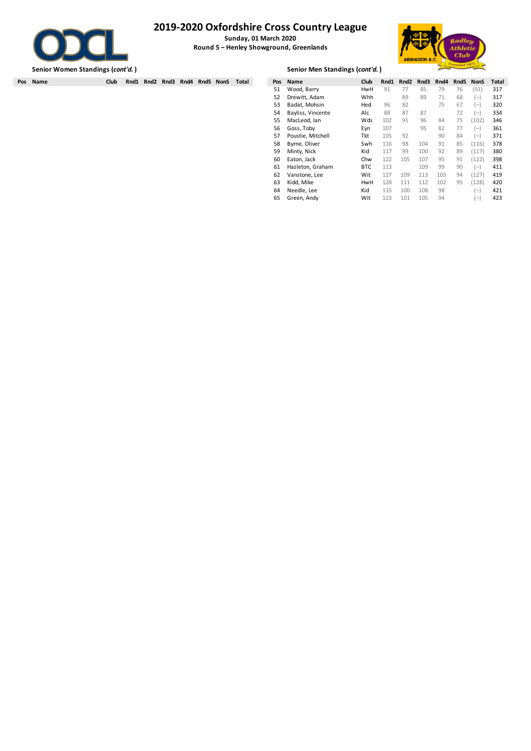# 2019-2020 Oxfordshire Cross Country League

**Sunday, 01 March 2020**

**Round 5 – Henley Showground, Greenlands**

**Senior Women Standings (*cont'd.*)**

| Pos | Name | Club | Rnd1 | Rnd2 | Rnd3 | Rnd4 | Rnd5 | NonS | Total |
|---|---|---|---|---|---|---|---|---|---|

**Senior Men Standings (*cont'd.*)**

| Pos | Name | Club | Rnd1 | Rnd2 | Rnd3 | Rnd4 | Rnd5 | NonS | Total |
|---|---|---|---|---|---|---|---|---|---|
| 51 | Wood, Barry | HwH | 91 | 77 | 85 | 79 | 76 | (91) | 317 |
| 52 | Drewitt, Adam | Whh | | 89 | 89 | 71 | 68 | (–) | 317 |
| 53 | Badat, Mohsin | Hed | 96 | 82 | | 75 | 67 | (–) | 320 |
| 54 | Bayliss, Vincente | Alc | 88 | 87 | 87 | | 72 | (–) | 334 |
| 55 | MacLeod, Ian | Wds | 102 | 91 | 96 | 84 | 75 | (102) | 346 |
| 56 | Goss, Toby | Eyn | 107 | | 95 | 82 | 77 | (–) | 361 |
| 57 | Poustie, Mitchell | Tkt | 105 | 92 | | 90 | 84 | (–) | 371 |
| 58 | Byrne, Oliver | Swh | 116 | 98 | 104 | 91 | 85 | (116) | 378 |
| 59 | Minty, Nick | Kid | 117 | 99 | 100 | 92 | 89 | (117) | 380 |
| 60 | Eaton, Jack | Chw | 122 | 105 | 107 | 95 | 91 | (122) | 398 |
| 61 | Hazleton, Graham | BTC | 113 | | 109 | 99 | 90 | (–) | 411 |
| 62 | Vanstone, Lee | Wit | 127 | 109 | 113 | 103 | 94 | (127) | 419 |
| 63 | Kidd, Mike | HwH | 128 | 111 | 112 | 102 | 95 | (128) | 420 |
| 64 | Needle, Lee | Kid | 115 | 100 | 108 | 98 | | (–) | 421 |
| 65 | Green, Andy | Wit | 123 | 101 | 105 | 94 | | (–) | 423 |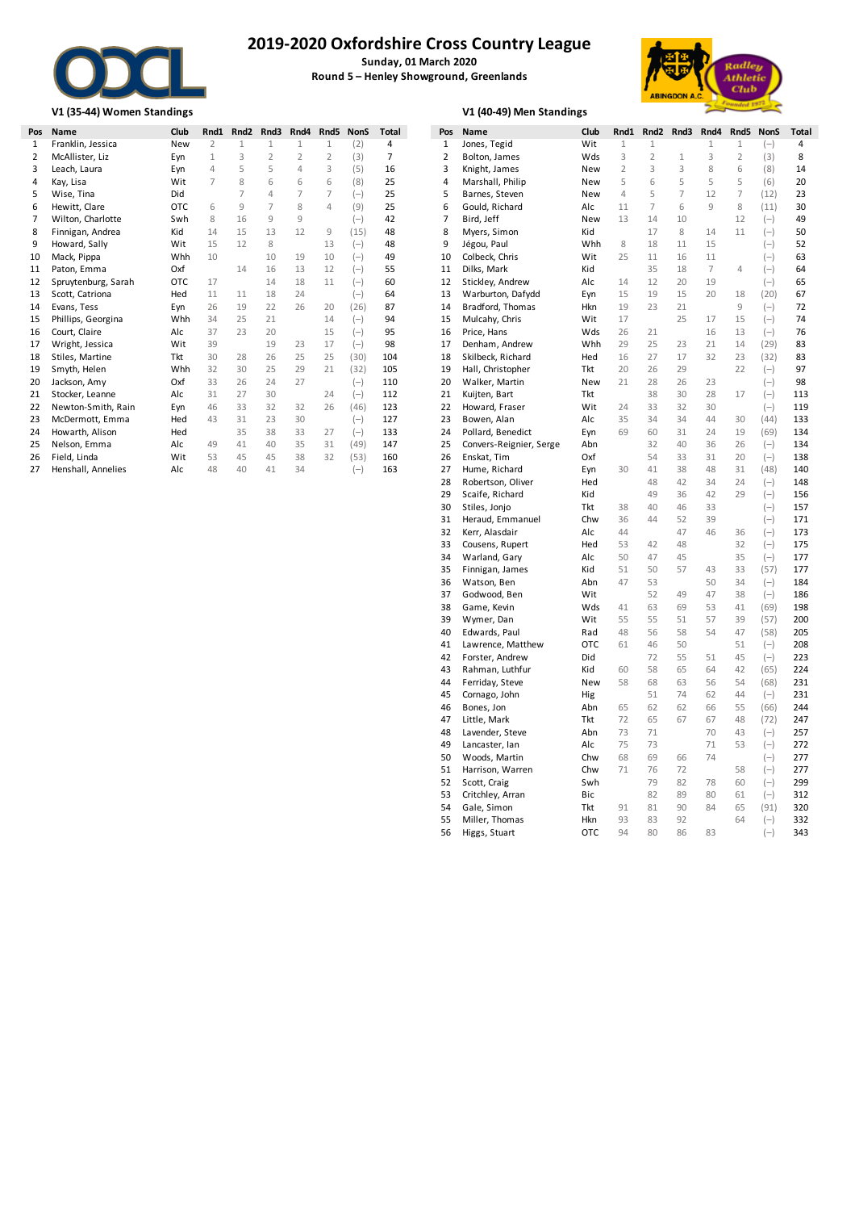# 2019-2020 Oxfordshire Cross Country League

**Sunday, 01 March 2020**

**Round 5 – Henley Showground, Greenlands**

## V1 (35-44) Women Standings

| Pos | Name | Club | Rnd1 | Rnd2 | Rnd3 | Rnd4 | Rnd5 | NonS | Total |
|---|---|---|---|---|---|---|---|---|---|
| 1 | Franklin, Jessica | New | 2 | 1 | 1 | 1 | 1 | (2) | 4 |
| 2 | McAllister, Liz | Eyn | 1 | 3 | 2 | 2 | 2 | (3) | 7 |
| 3 | Leach, Laura | Eyn | 4 | 5 | 5 | 4 | 3 | (5) | 16 |
| 4 | Kay, Lisa | Wit | 7 | 8 | 6 | 6 | 6 | (8) | 25 |
| 5 | Wise, Tina | Did | | 7 | 4 | 7 | 7 | (–) | 25 |
| 6 | Hewitt, Clare | OTC | 6 | 9 | 7 | 8 | 4 | (9) | 25 |
| 7 | Wilton, Charlotte | Swh | 8 | 16 | 9 | 9 | | (–) | 42 |
| 8 | Finnigan, Andrea | Kid | 14 | 15 | 13 | 12 | 9 | (15) | 48 |
| 9 | Howard, Sally | Wit | 15 | 12 | 8 | | 13 | (–) | 48 |
| 10 | Mack, Pippa | Whh | 10 | | 10 | 19 | 10 | (–) | 49 |
| 11 | Paton, Emma | Oxf | | 14 | 16 | 13 | 12 | (–) | 55 |
| 12 | Spruytenburg, Sarah | OTC | 17 | | 14 | 18 | 11 | (–) | 60 |
| 13 | Scott, Catriona | Hed | 11 | 11 | 18 | 24 | | (–) | 64 |
| 14 | Evans, Tess | Eyn | 26 | 19 | 22 | 26 | 20 | (26) | 87 |
| 15 | Phillips, Georgina | Whh | 34 | 25 | 21 | | 14 | (–) | 94 |
| 16 | Court, Claire | Alc | 37 | 23 | 20 | | 15 | (–) | 95 |
| 17 | Wright, Jessica | Wit | 39 | | 19 | 23 | 17 | (–) | 98 |
| 18 | Stiles, Martine | Tkt | 30 | 28 | 26 | 25 | 25 | (30) | 104 |
| 19 | Smyth, Helen | Whh | 32 | 30 | 25 | 29 | 21 | (32) | 105 |
| 20 | Jackson, Amy | Oxf | 33 | 26 | 24 | 27 | | (–) | 110 |
| 21 | Stocker, Leanne | Alc | 31 | 27 | 30 | | 24 | (–) | 112 |
| 22 | Newton-Smith, Rain | Eyn | 46 | 33 | 32 | 32 | 26 | (46) | 123 |
| 23 | McDermott, Emma | Hed | 43 | 31 | 23 | 30 | | (–) | 127 |
| 24 | Howarth, Alison | Hed | | 35 | 38 | 33 | 27 | (–) | 133 |
| 25 | Nelson, Emma | Alc | 49 | 41 | 40 | 35 | 31 | (49) | 147 |
| 26 | Field, Linda | Wit | 53 | 45 | 45 | 38 | 32 | (53) | 160 |
| 27 | Henshall, Annelies | Alc | 48 | 40 | 41 | 34 | | (–) | 163 |

## V1 (40-49) Men Standings

| Pos | Name | Club | Rnd1 | Rnd2 | Rnd3 | Rnd4 | Rnd5 | NonS | Total |
|---|---|---|---|---|---|---|---|---|---|
| 1 | Jones, Tegid | Wit | 1 | 1 | | 1 | 1 | (–) | 4 |
| 2 | Bolton, James | Wds | 3 | 2 | 1 | 3 | 2 | (3) | 8 |
| 3 | Knight, James | New | 2 | 3 | 3 | 8 | 6 | (8) | 14 |
| 4 | Marshall, Philip | New | 5 | 6 | 5 | 5 | 5 | (6) | 20 |
| 5 | Barnes, Steven | New | 4 | 5 | 7 | 12 | 7 | (12) | 23 |
| 6 | Gould, Richard | Alc | 11 | 7 | 6 | 9 | 8 | (11) | 30 |
| 7 | Bird, Jeff | New | 13 | 14 | 10 | | 12 | (–) | 49 |
| 8 | Myers, Simon | Kid | | 17 | 8 | 14 | 11 | (–) | 50 |
| 9 | Jégou, Paul | Whh | 8 | 18 | 11 | 15 | | (–) | 52 |
| 10 | Colbeck, Chris | Wit | 25 | 11 | 16 | 11 | | (–) | 63 |
| 11 | Dilks, Mark | Kid | | 35 | 18 | 7 | 4 | (–) | 64 |
| 12 | Stickley, Andrew | Alc | 14 | 12 | 20 | 19 | | (–) | 65 |
| 13 | Warburton, Dafydd | Eyn | 15 | 19 | 15 | 20 | 18 | (20) | 67 |
| 14 | Bradford, Thomas | Hkn | 19 | 23 | 21 | | 9 | (–) | 72 |
| 15 | Mulcahy, Chris | Wit | 17 | | 25 | 17 | 15 | (–) | 74 |
| 16 | Price, Hans | Wds | 26 | 21 | | 16 | 13 | (–) | 76 |
| 17 | Denham, Andrew | Whh | 29 | 25 | 23 | 21 | 14 | (29) | 83 |
| 18 | Skilbeck, Richard | Hed | 16 | 27 | 17 | 32 | 23 | (32) | 83 |
| 19 | Hall, Christopher | Tkt | 20 | 26 | 29 | | 22 | (–) | 97 |
| 20 | Walker, Martin | New | 21 | 28 | 26 | 23 | | (–) | 98 |
| 21 | Kuijten, Bart | Tkt | | 38 | 30 | 28 | 17 | (–) | 113 |
| 22 | Howard, Fraser | Wit | 24 | 33 | 32 | 30 | | (–) | 119 |
| 23 | Bowen, Alan | Alc | 35 | 34 | 34 | 44 | 30 | (44) | 133 |
| 24 | Pollard, Benedict | Eyn | 69 | 60 | 31 | 24 | 19 | (69) | 134 |
| 25 | Convers-Reignier, Serge | Abn | | 32 | 40 | 36 | 26 | (–) | 134 |
| 26 | Enskat, Tim | Oxf | | 54 | 33 | 31 | 20 | (–) | 138 |
| 27 | Hume, Richard | Eyn | 30 | 41 | 38 | 48 | 31 | (48) | 140 |
| 28 | Robertson, Oliver | Hed | | 48 | 42 | 34 | 24 | (–) | 148 |
| 29 | Scaife, Richard | Kid | | 49 | 36 | 42 | 29 | (–) | 156 |
| 30 | Stiles, Jonjo | Tkt | 38 | 40 | 46 | 33 | | (–) | 157 |
| 31 | Heraud, Emmanuel | Chw | 36 | 44 | 52 | 39 | | (–) | 171 |
| 32 | Kerr, Alasdair | Alc | 44 | | 47 | 46 | 36 | (–) | 173 |
| 33 | Cousens, Rupert | Hed | 53 | 42 | 48 | | 32 | (–) | 175 |
| 34 | Warland, Gary | Alc | 50 | 47 | 45 | | 35 | (–) | 177 |
| 35 | Finnigan, James | Kid | 51 | 50 | 57 | 43 | 33 | (57) | 177 |
| 36 | Watson, Ben | Abn | 47 | 53 | | 50 | 34 | (–) | 184 |
| 37 | Godwood, Ben | Wit | | 52 | 49 | 47 | 38 | (–) | 186 |
| 38 | Game, Kevin | Wds | 41 | 63 | 69 | 53 | 41 | (69) | 198 |
| 39 | Wymer, Dan | Wit | 55 | 55 | 51 | 57 | 39 | (57) | 200 |
| 40 | Edwards, Paul | Rad | 48 | 56 | 58 | 54 | 47 | (58) | 205 |
| 41 | Lawrence, Matthew | OTC | 61 | 46 | 50 | | 51 | (–) | 208 |
| 42 | Forster, Andrew | Did | | 72 | 55 | 51 | 45 | (–) | 223 |
| 43 | Rahman, Luthfur | Kid | 60 | 58 | 65 | 64 | 42 | (65) | 224 |
| 44 | Ferriday, Steve | New | 58 | 68 | 63 | 56 | 54 | (68) | 231 |
| 45 | Cornago, John | Hig | | 51 | 74 | 62 | 44 | (–) | 231 |
| 46 | Bones, Jon | Abn | 65 | 62 | 62 | 66 | 55 | (66) | 244 |
| 47 | Little, Mark | Tkt | 72 | 65 | 67 | 67 | 48 | (72) | 247 |
| 48 | Lavender, Steve | Abn | 73 | 71 | | 70 | 43 | (–) | 257 |
| 49 | Lancaster, Ian | Alc | 75 | 73 | | 71 | 53 | (–) | 272 |
| 50 | Woods, Martin | Chw | 68 | 69 | 66 | 74 | | (–) | 277 |
| 51 | Harrison, Warren | Chw | 71 | 76 | 72 | | 58 | (–) | 277 |
| 52 | Scott, Craig | Swh | | 79 | 82 | 78 | 60 | (–) | 299 |
| 53 | Critchley, Arran | Bic | | 82 | 89 | 80 | 61 | (–) | 312 |
| 54 | Gale, Simon | Tkt | 91 | 81 | 90 | 84 | 65 | (91) | 320 |
| 55 | Miller, Thomas | Hkn | 93 | 83 | 92 | | 64 | (–) | 332 |
| 56 | Higgs, Stuart | OTC | 94 | 80 | 86 | 83 | | (–) | 343 |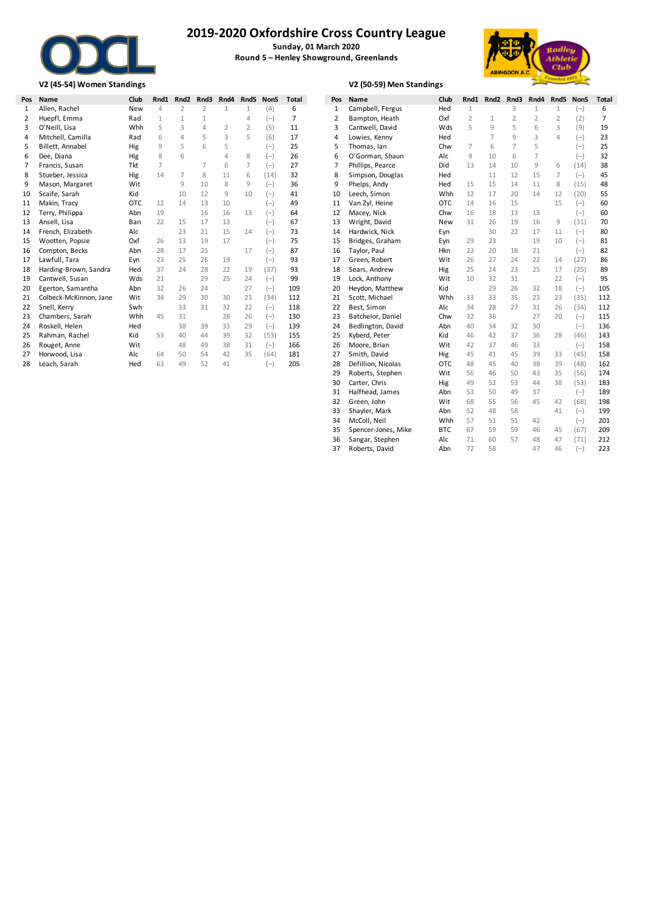# 2019-2020 Oxfordshire Cross Country League

**Sunday, 01 March 2020**

**Round 5 – Henley Showground, Greenlands**

## V2 (45-54) Women Standings

| Pos | Name | Club | Rnd1 | Rnd2 | Rnd3 | Rnd4 | Rnd5 | NonS | Total |
|---|---|---|---|---|---|---|---|---|---|
| 1 | Allen, Rachel | New | 4 | 2 | 2 | 1 | 1 | (4) | 6 |
| 2 | Huepfl, Emma | Rad | 1 | 1 | 1 | | 4 | (–) | 7 |
| 3 | O'Neill, Lisa | Whh | 5 | 3 | 4 | 2 | 2 | (5) | 11 |
| 4 | Mitchell, Camilla | Rad | 6 | 4 | 5 | 3 | 5 | (6) | 17 |
| 5 | Billett, Annabel | Hig | 9 | 5 | 6 | 5 | | (–) | 25 |
| 6 | Dee, Diana | Hig | 8 | 6 | | 4 | 8 | (–) | 26 |
| 7 | Francis, Susan | Tkt | 7 | | 7 | 6 | 7 | (–) | 27 |
| 8 | Stueber, Jessica | Hig | 14 | 7 | 8 | 11 | 6 | (14) | 32 |
| 9 | Mason, Margaret | Wit | | 9 | 10 | 8 | 9 | (–) | 36 |
| 10 | Scaife, Sarah | Kid | | 10 | 12 | 9 | 10 | (–) | 41 |
| 11 | Makin, Tracy | OTC | 12 | 14 | 13 | 10 | | (–) | 49 |
| 12 | Terry, Philippa | Abn | 19 | | 16 | 16 | 13 | (–) | 64 |
| 13 | Ansell, Lisa | Ban | 22 | 15 | 17 | 13 | | (–) | 67 |
| 14 | French, Elizabeth | Alc | | 23 | 21 | 15 | 14 | (–) | 73 |
| 15 | Wootten, Popsie | Oxf | 26 | 13 | 19 | 17 | | (–) | 75 |
| 16 | Compton, Becks | Abn | 28 | 17 | 25 | | 17 | (–) | 87 |
| 17 | Lawfull, Tara | Eyn | 23 | 25 | 26 | 19 | | (–) | 93 |
| 18 | Harding-Brown, Sandra | Hed | 37 | 24 | 28 | 22 | 19 | (37) | 93 |
| 19 | Cantwell, Susan | Wds | 21 | | 29 | 25 | 24 | (–) | 99 |
| 20 | Egerton, Samantha | Abn | 32 | 26 | 24 | | 27 | (–) | 109 |
| 21 | Colbeck-McKinnon, Jane | Wit | 34 | 29 | 30 | 30 | 23 | (34) | 112 |
| 22 | Snell, Kerry | Swh | | 33 | 31 | 32 | 22 | (–) | 118 |
| 23 | Chambers, Sarah | Whh | 45 | 31 | | 28 | 26 | (–) | 130 |
| 24 | Roskell, Helen | Hed | | 38 | 39 | 33 | 29 | (–) | 139 |
| 25 | Rahman, Rachel | Kid | 53 | 40 | 44 | 39 | 32 | (53) | 155 |
| 26 | Rouget, Anne | Wit | | 48 | 49 | 38 | 31 | (–) | 166 |
| 27 | Horwood, Lisa | Alc | 64 | 50 | 54 | 42 | 35 | (64) | 181 |
| 28 | Leach, Sarah | Hed | 63 | 49 | 52 | 41 | | (–) | 205 |

## V2 (50-59) Men Standings

| Pos | Name | Club | Rnd1 | Rnd2 | Rnd3 | Rnd4 | Rnd5 | NonS | Total |
|---|---|---|---|---|---|---|---|---|---|
| 1 | Campbell, Fergus | Hed | 1 | | 3 | 1 | 1 | (–) | 6 |
| 2 | Bampton, Heath | Oxf | 2 | 1 | 2 | 2 | 2 | (2) | 7 |
| 3 | Cantwell, David | Wds | 5 | 9 | 5 | 6 | 3 | (9) | 19 |
| 4 | Lowies, Kenny | Hed | | 7 | 9 | 3 | 4 | (–) | 23 |
| 5 | Thomas, Ian | Chw | 7 | 6 | 7 | 5 | | (–) | 25 |
| 6 | O'Gorman, Shaun | Alc | 9 | 10 | 6 | 7 | | (–) | 32 |
| 7 | Phillips, Pearce | Did | 13 | 14 | 10 | 9 | 6 | (14) | 38 |
| 8 | Simpson, Douglas | Hed | | 11 | 12 | 15 | 7 | (–) | 45 |
| 9 | Phelps, Andy | Hed | 15 | 15 | 14 | 11 | 8 | (15) | 48 |
| 10 | Leech, Simon | Whh | 12 | 17 | 20 | 14 | 12 | (20) | 55 |
| 11 | Van Zyl, Heine | OTC | 14 | 16 | 15 | | 15 | (–) | 60 |
| 12 | Macey, Nick | Chw | 16 | 18 | 13 | 13 | | (–) | 60 |
| 13 | Wright, David | New | 31 | 26 | 19 | 16 | 9 | (31) | 70 |
| 14 | Hardwick, Nick | Eyn | | 30 | 22 | 17 | 11 | (–) | 80 |
| 15 | Bridges, Graham | Eyn | 29 | 23 | | 19 | 10 | (–) | 81 |
| 16 | Taylor, Paul | Hkn | 23 | 20 | 18 | 21 | | (–) | 82 |
| 17 | Green, Robert | Wit | 26 | 27 | 24 | 22 | 14 | (27) | 86 |
| 18 | Sears, Andrew | Hig | 25 | 24 | 23 | 25 | 17 | (25) | 89 |
| 19 | Lock, Anthony | Wit | 10 | 32 | 31 | | 22 | (–) | 95 |
| 20 | Heydon, Matthew | Kid | | 29 | 26 | 32 | 18 | (–) | 105 |
| 21 | Scott, Michael | Whh | 33 | 33 | 35 | 23 | 23 | (35) | 112 |
| 22 | Best, Simon | Alc | 34 | 28 | 27 | 31 | 26 | (34) | 112 |
| 23 | Batchelor, Daniel | Chw | 32 | 36 | | 27 | 20 | (–) | 115 |
| 24 | Bedlington, David | Abn | 40 | 34 | 32 | 30 | | (–) | 136 |
| 25 | Kyberd, Peter | Kid | 46 | 42 | 37 | 36 | 28 | (46) | 143 |
| 26 | Moore, Brian | Wit | 42 | 37 | 46 | 33 | | (–) | 158 |
| 27 | Smith, David | Hig | 45 | 41 | 45 | 39 | 33 | (45) | 158 |
| 28 | Defillion, Nicolas | OTC | 48 | 45 | 40 | 38 | 39 | (48) | 162 |
| 29 | Roberts, Stephen | Wit | 56 | 46 | 50 | 43 | 35 | (56) | 174 |
| 30 | Carter, Chris | Hig | 49 | 52 | 53 | 44 | 38 | (53) | 183 |
| 31 | Halfhead, James | Abn | 53 | 50 | 49 | 37 | | (–) | 189 |
| 32 | Green, John | Wit | 68 | 55 | 56 | 45 | 42 | (68) | 198 |
| 33 | Shayler, Mark | Abn | 52 | 48 | 58 | | 41 | (–) | 199 |
| 34 | McColl, Neil | Whh | 57 | 51 | 51 | 42 | | (–) | 201 |
| 35 | Spencer-Jones, Mike | BTC | 67 | 59 | 59 | 46 | 45 | (67) | 209 |
| 36 | Sangar, Stephen | Alc | 71 | 60 | 57 | 48 | 47 | (71) | 212 |
| 37 | Roberts, David | Abn | 72 | 58 | | 47 | 46 | (–) | 223 |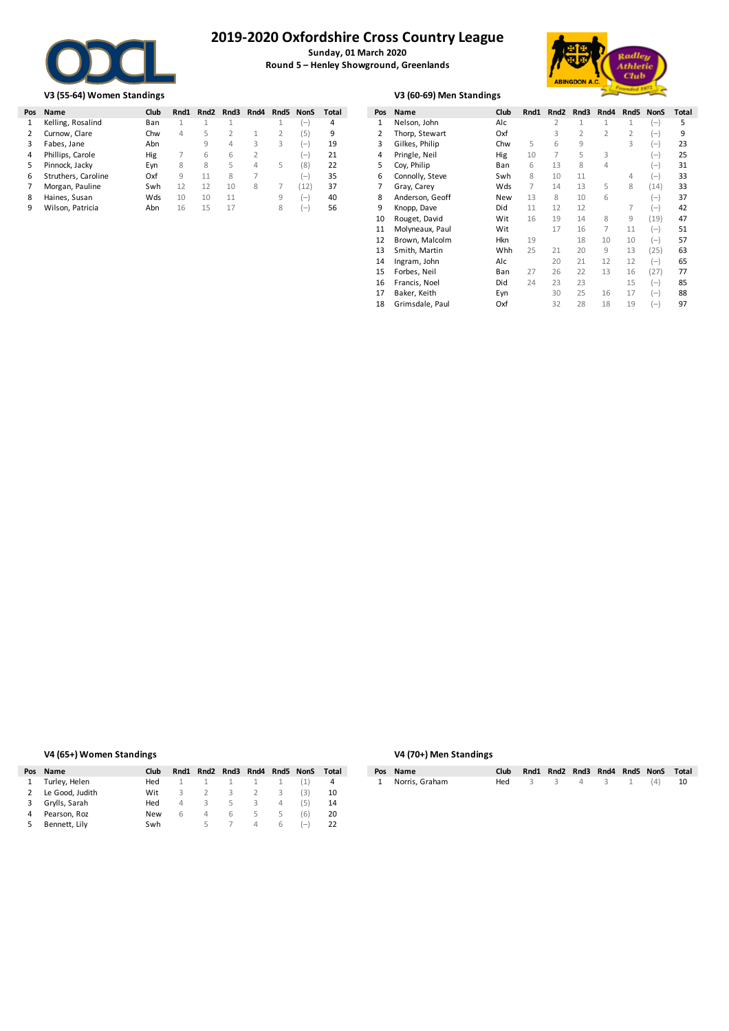# 2019-2020 Oxfordshire Cross Country League

**Sunday, 01 March 2020**

**Round 5 – Henley Showground, Greenlands**

### V3 (55-64) Women Standings

| Pos | Name | Club | Rnd1 | Rnd2 | Rnd3 | Rnd4 | Rnd5 | NonS | Total |
|---|---|---|---|---|---|---|---|---|---|
| 1 | Kelling, Rosalind | Ban | 1 | 1 | 1 | | 1 | (–) | 4 |
| 2 | Curnow, Clare | Chw | 4 | 5 | 2 | 1 | 2 | (5) | 9 |
| 3 | Fabes, Jane | Abn | | 9 | 4 | 3 | 3 | (–) | 19 |
| 4 | Phillips, Carole | Hig | 7 | 6 | 6 | 2 | | (–) | 21 |
| 5 | Pinnock, Jacky | Eyn | 8 | 8 | 5 | 4 | 5 | (8) | 22 |
| 6 | Struthers, Caroline | Oxf | 9 | 11 | 8 | 7 | | (–) | 35 |
| 7 | Morgan, Pauline | Swh | 12 | 12 | 10 | 8 | 7 | (12) | 37 |
| 8 | Haines, Susan | Wds | 10 | 10 | 11 | | 9 | (–) | 40 |
| 9 | Wilson, Patricia | Abn | 16 | 15 | 17 | | 8 | (–) | 56 |

### V3 (60-69) Men Standings

| Pos | Name | Club | Rnd1 | Rnd2 | Rnd3 | Rnd4 | Rnd5 | NonS | Total |
|---|---|---|---|---|---|---|---|---|---|
| 1 | Nelson, John | Alc | | 2 | 1 | 1 | 1 | (–) | 5 |
| 2 | Thorp, Stewart | Oxf | | 3 | 2 | 2 | 2 | (–) | 9 |
| 3 | Gilkes, Philip | Chw | 5 | 6 | 9 | | 3 | (–) | 23 |
| 4 | Pringle, Neil | Hig | 10 | 7 | 5 | 3 | | (–) | 25 |
| 5 | Coy, Philip | Ban | 6 | 13 | 8 | 4 | | (–) | 31 |
| 6 | Connolly, Steve | Swh | 8 | 10 | 11 | | 4 | (–) | 33 |
| 7 | Gray, Carey | Wds | 7 | 14 | 13 | 5 | 8 | (14) | 33 |
| 8 | Anderson, Geoff | New | 13 | 8 | 10 | 6 | | (–) | 37 |
| 9 | Knopp, Dave | Did | 11 | 12 | 12 | | 7 | (–) | 42 |
| 10 | Rouget, David | Wit | 16 | 19 | 14 | 8 | 9 | (19) | 47 |
| 11 | Molyneaux, Paul | Wit | | 17 | 16 | 7 | 11 | (–) | 51 |
| 12 | Brown, Malcolm | Hkn | 19 | | 18 | 10 | 10 | (–) | 57 |
| 13 | Smith, Martin | Whh | 25 | 21 | 20 | 9 | 13 | (25) | 63 |
| 14 | Ingram, John | Alc | | 20 | 21 | 12 | 12 | (–) | 65 |
| 15 | Forbes, Neil | Ban | 27 | 26 | 22 | 13 | 16 | (27) | 77 |
| 16 | Francis, Noel | Did | 24 | 23 | 23 | | 15 | (–) | 85 |
| 17 | Baker, Keith | Eyn | | 30 | 25 | 16 | 17 | (–) | 88 |
| 18 | Grimsdale, Paul | Oxf | | 32 | 28 | 18 | 19 | (–) | 97 |

### V4 (65+) Women Standings

| Pos | Name | Club | Rnd1 | Rnd2 | Rnd3 | Rnd4 | Rnd5 | NonS | Total |
|---|---|---|---|---|---|---|---|---|---|
| 1 | Turley, Helen | Hed | 1 | 1 | 1 | 1 | 1 | (1) | 4 |
| 2 | Le Good, Judith | Wit | 3 | 2 | 3 | 2 | 3 | (3) | 10 |
| 3 | Grylls, Sarah | Hed | 4 | 3 | 5 | 3 | 4 | (5) | 14 |
| 4 | Pearson, Roz | New | 6 | 4 | 6 | 5 | 5 | (6) | 20 |
| 5 | Bennett, Lily | Swh | | 5 | 7 | 4 | 6 | (–) | 22 |

### V4 (70+) Men Standings

| Pos | Name | Club | Rnd1 | Rnd2 | Rnd3 | Rnd4 | Rnd5 | NonS | Total |
|---|---|---|---|---|---|---|---|---|---|
| 1 | Norris, Graham | Hed | 3 | 3 | 4 | 3 | 1 | (4) | 10 |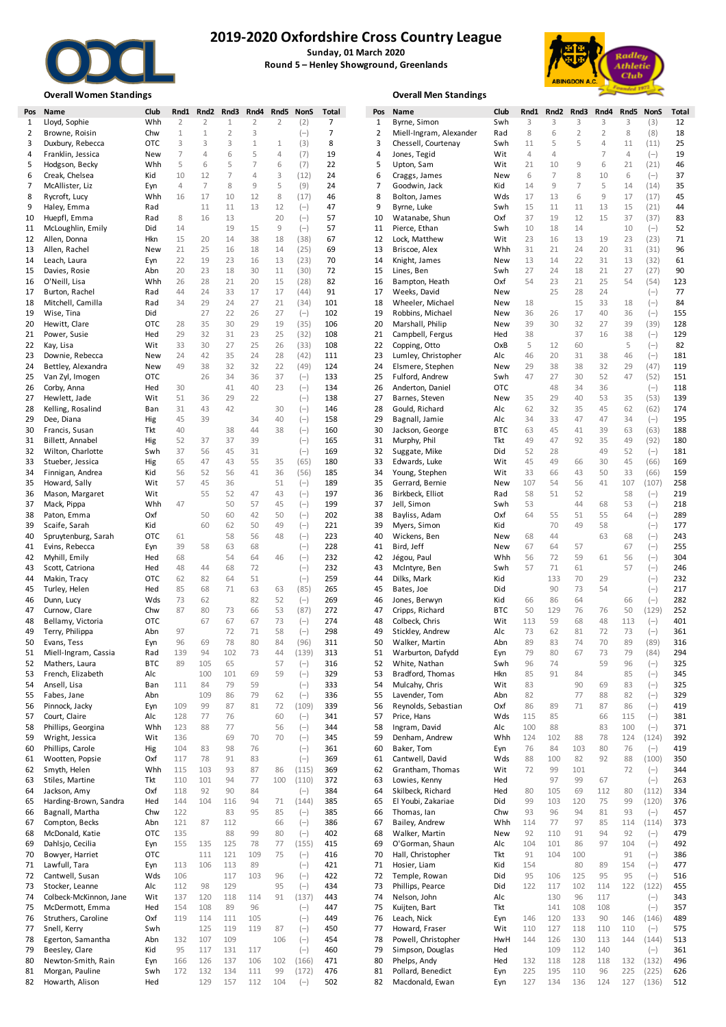# 2019-2020 Oxfordshire Cross Country League

**Sunday, 01 March 2020**

**Round 5 – Henley Showground, Greenlands**

## Overall Women Standings

| Pos | Name | Club | Rnd1 | Rnd2 | Rnd3 | Rnd4 | Rnd5 | NonS | Total |
|---|---|---|---|---|---|---|---|---|---|
| 1 | Lloyd, Sophie | Whh | 2 | 2 | 1 | 2 | 2 | (2) | 7 |
| 2 | Browne, Roisin | Chw | 1 | 1 | 2 | 3 | | (–) | 7 |
| 3 | Duxbury, Rebecca | OTC | 3 | 3 | 3 | 1 | 1 | (3) | 8 |
| 4 | Franklin, Jessica | New | 7 | 4 | 6 | 5 | 4 | (7) | 19 |
| 5 | Hodgson, Becky | Whh | 5 | 6 | 5 | 7 | 6 | (7) | 22 |
| 6 | Creak, Chelsea | Kid | 10 | 12 | 7 | 4 | 3 | (12) | 24 |
| 7 | McAllister, Liz | Eyn | 4 | 7 | 8 | 9 | 5 | (9) | 24 |
| 8 | Rycroft, Lucy | Whh | 16 | 17 | 10 | 12 | 8 | (17) | 46 |
| 9 | Haley, Emma | Rad | | 11 | 11 | 13 | 12 | (–) | 47 |
| 10 | Huepfl, Emma | Rad | 8 | 16 | 13 | | 20 | (–) | 57 |
| 11 | McLoughlin, Emily | Did | 14 | | 19 | 15 | 9 | (–) | 57 |
| 12 | Allen, Donna | Hkn | 15 | 20 | 14 | 38 | 18 | (38) | 67 |
| 13 | Allen, Rachel | New | 21 | 25 | 16 | 18 | 14 | (25) | 69 |
| 14 | Leach, Laura | Eyn | 22 | 19 | 23 | 16 | 13 | (23) | 70 |
| 15 | Davies, Rosie | Abn | 20 | 23 | 18 | 30 | 11 | (30) | 72 |
| 16 | O'Neill, Lisa | Whh | 26 | 28 | 21 | 20 | 15 | (28) | 82 |
| 17 | Burton, Rachel | Rad | 44 | 24 | 33 | 17 | 17 | (44) | 91 |
| 18 | Mitchell, Camilla | Rad | 34 | 29 | 24 | 27 | 21 | (34) | 101 |
| 19 | Wise, Tina | Did | | 27 | 22 | 26 | 27 | (–) | 102 |
| 20 | Hewitt, Clare | OTC | 28 | 35 | 30 | 29 | 19 | (35) | 106 |
| 21 | Power, Susie | Hed | 29 | 32 | 31 | 23 | 25 | (32) | 108 |
| 22 | Kay, Lisa | Wit | 33 | 30 | 27 | 25 | 26 | (33) | 108 |
| 23 | Downie, Rebecca | New | 24 | 42 | 35 | 24 | 28 | (42) | 111 |
| 24 | Bettley, Alexandra | New | 49 | 38 | 32 | 32 | 22 | (49) | 124 |
| 25 | Van Zyl, Imogen | OTC | | 26 | 34 | 36 | 37 | (–) | 133 |
| 26 | Corby, Anna | Hed | 30 | | 41 | 40 | 23 | (–) | 134 |
| 27 | Hewlett, Jade | Wit | 51 | 36 | 29 | 22 | | (–) | 138 |
| 28 | Kelling, Rosalind | Ban | 31 | 43 | 42 | | 30 | (–) | 146 |
| 29 | Dee, Diana | Hig | 45 | 39 | | 34 | 40 | (–) | 158 |
| 30 | Francis, Susan | Tkt | 40 | | 38 | 44 | 38 | (–) | 160 |
| 31 | Billett, Annabel | Hig | 52 | 37 | 37 | 39 | | (–) | 165 |
| 32 | Wilton, Charlotte | Swh | 37 | 56 | 45 | 31 | | (–) | 169 |
| 33 | Stueber, Jessica | Hig | 65 | 47 | 43 | 55 | 35 | (65) | 180 |
| 34 | Finnigan, Andrea | Kid | 56 | 52 | 56 | 41 | 36 | (56) | 185 |
| 35 | Howard, Sally | Wit | 57 | 45 | 36 | | 51 | (–) | 189 |
| 36 | Mason, Margaret | Wit | | 55 | 52 | 47 | 43 | (–) | 197 |
| 37 | Mack, Pippa | Whh | 47 | | 50 | 57 | 45 | (–) | 199 |
| 38 | Paton, Emma | Oxf | | 50 | 60 | 42 | 50 | (–) | 202 |
| 39 | Scaife, Sarah | Kid | | 60 | 62 | 50 | 49 | (–) | 221 |
| 40 | Spruytenburg, Sarah | OTC | 61 | | 58 | 56 | 48 | (–) | 223 |
| 41 | Evins, Rebecca | Eyn | 39 | 58 | 63 | 68 | | (–) | 228 |
| 42 | Myhill, Emily | Hed | 68 | | 54 | 64 | 46 | (–) | 232 |
| 43 | Scott, Catriona | Hed | 48 | 44 | 68 | 72 | | (–) | 232 |
| 44 | Makin, Tracy | OTC | 62 | 82 | 64 | 51 | | (–) | 259 |
| 45 | Turley, Helen | Hed | 85 | 68 | 71 | 63 | 63 | (85) | 265 |
| 46 | Dunn, Lucy | Wds | 73 | 62 | | 82 | 52 | (–) | 269 |
| 47 | Curnow, Clare | Chw | 87 | 80 | 73 | 66 | 53 | (87) | 272 |
| 48 | Bellamy, Victoria | OTC | | 67 | 67 | 67 | 73 | (–) | 274 |
| 49 | Terry, Philippa | Abn | 97 | | 72 | 71 | 58 | (–) | 298 |
| 50 | Evans, Tess | Eyn | 96 | 69 | 78 | 80 | 84 | (96) | 311 |
| 51 | Miell-Ingram, Cassia | Rad | 139 | 94 | 102 | 73 | 44 | (139) | 313 |
| 52 | Mathers, Laura | BTC | 89 | 105 | 65 | | 57 | (–) | 316 |
| 53 | French, Elizabeth | Alc | | 100 | 101 | 69 | 59 | (–) | 329 |
| 54 | Ansell, Lisa | Ban | 111 | 84 | 79 | 59 | | (–) | 333 |
| 55 | Fabes, Jane | Abn | | 109 | 86 | 79 | 62 | (–) | 336 |
| 56 | Pinnock, Jacky | Eyn | 109 | 99 | 87 | 81 | 72 | (109) | 339 |
| 57 | Court, Claire | Alc | 128 | 77 | 76 | | 60 | (–) | 341 |
| 58 | Phillips, Georgina | Whh | 123 | 88 | 77 | | 56 | (–) | 344 |
| 59 | Wright, Jessica | Wit | 136 | | 69 | 70 | 70 | (–) | 345 |
| 60 | Phillips, Carole | Hig | 104 | 83 | 98 | 76 | | (–) | 361 |
| 61 | Wootten, Popsie | Oxf | 117 | 78 | 91 | 83 | | (–) | 369 |
| 62 | Smyth, Helen | Whh | 115 | 103 | 93 | 87 | 86 | (115) | 369 |
| 63 | Stiles, Martine | Tkt | 110 | 101 | 94 | 77 | 100 | (110) | 372 |
| 64 | Jackson, Amy | Oxf | 118 | 92 | 90 | 84 | | (–) | 384 |
| 65 | Harding-Brown, Sandra | Hed | 144 | 104 | 116 | 94 | 71 | (144) | 385 |
| 66 | Bagnall, Martha | Chw | 122 | | 83 | 95 | 85 | (–) | 385 |
| 67 | Compton, Becks | Abn | 121 | 87 | 112 | | 66 | (–) | 386 |
| 68 | McDonald, Katie | OTC | 135 | | 88 | 99 | 80 | (–) | 402 |
| 69 | Dahlsjo, Cecilia | Eyn | 155 | 135 | 125 | 78 | 77 | (155) | 415 |
| 70 | Bowyer, Harriet | OTC | | 111 | 121 | 109 | 75 | (–) | 416 |
| 71 | Lawfull, Tara | Eyn | 113 | 106 | 113 | 89 | | (–) | 421 |
| 72 | Cantwell, Susan | Wds | 106 | | 117 | 103 | 96 | (–) | 422 |
| 73 | Stocker, Leanne | Alc | 112 | 98 | 129 | | 95 | (–) | 434 |
| 74 | Colbeck-McKinnon, Jane | Wit | 137 | 120 | 118 | 114 | 91 | (137) | 443 |
| 75 | McDermott, Emma | Hed | 154 | 108 | 89 | 96 | | (–) | 447 |
| 76 | Struthers, Caroline | Oxf | 119 | 114 | 111 | 105 | | (–) | 449 |
| 77 | Snell, Kerry | Swh | | 125 | 119 | 119 | 87 | (–) | 450 |
| 78 | Egerton, Samantha | Abn | 132 | 107 | 109 | | 106 | (–) | 454 |
| 79 | Beesley, Clare | Kid | 95 | 117 | 131 | 117 | | (–) | 460 |
| 80 | Newton-Smith, Rain | Eyn | 166 | 126 | 137 | 106 | 102 | (166) | 471 |
| 81 | Morgan, Pauline | Swh | 172 | 132 | 134 | 111 | 99 | (172) | 476 |
| 82 | Howarth, Alison | Hed | | 129 | 157 | 112 | 104 | (–) | 502 |

## Overall Men Standings

| Pos | Name | Club | Rnd1 | Rnd2 | Rnd3 | Rnd4 | Rnd5 | NonS | Total |
|---|---|---|---|---|---|---|---|---|---|
| 1 | Byrne, Simon | Swh | 3 | 3 | 3 | 3 | 3 | (3) | 12 |
| 2 | Miell-Ingram, Alexander | Rad | 8 | 6 | 2 | 2 | 8 | (8) | 18 |
| 3 | Chessell, Courtenay | Swh | 11 | 5 | 5 | 4 | 11 | (11) | 25 |
| 4 | Jones, Tegid | Wit | 4 | 4 | | 7 | 4 | (–) | 19 |
| 5 | Upton, Sam | Wit | 21 | 10 | 9 | 6 | 21 | (21) | 46 |
| 6 | Craggs, James | New | 6 | 7 | 8 | 10 | 6 | (–) | 37 |
| 7 | Goodwin, Jack | Kid | 14 | 9 | 7 | 5 | 14 | (14) | 35 |
| 8 | Bolton, James | Wds | 17 | 13 | 6 | 9 | 17 | (17) | 45 |
| 9 | Byrne, Luke | Swh | 15 | 11 | 11 | 13 | 15 | (21) | 44 |
| 10 | Watanabe, Shun | Oxf | 37 | 19 | 12 | 15 | 37 | (37) | 83 |
| 11 | Pierce, Ethan | Swh | 10 | 18 | 14 | | 10 | (–) | 52 |
| 12 | Lock, Matthew | Wit | 23 | 16 | 13 | 19 | 23 | (23) | 71 |
| 13 | Briscoe, Alex | Whh | 31 | 21 | 24 | 20 | 31 | (31) | 96 |
| 14 | Knight, James | New | 13 | 14 | 22 | 31 | 13 | (32) | 61 |
| 15 | Lines, Ben | Swh | 27 | 24 | 18 | 21 | 27 | (27) | 90 |
| 16 | Bampton, Heath | Oxf | 54 | 23 | 21 | 25 | 54 | (54) | 123 |
| 17 | Weeks, David | New | | 25 | 28 | 24 | | (–) | 77 |
| 18 | Wheeler, Michael | New | 18 | | 15 | 33 | 18 | (–) | 84 |
| 19 | Robbins, Michael | New | 36 | 26 | 17 | 40 | 36 | (–) | 155 |
| 20 | Marshall, Philip | New | 39 | 30 | 32 | 27 | 39 | (39) | 128 |
| 21 | Campbell, Fergus | Hed | 38 | | 37 | 16 | 38 | (–) | 129 |
| 22 | Copping, Otto | OxB | 5 | 12 | 60 | | 5 | (–) | 82 |
| 23 | Lumley, Christopher | Alc | 46 | 20 | 31 | 38 | 46 | (–) | 181 |
| 24 | Elsmere, Stephen | New | 29 | 38 | 38 | 32 | 29 | (47) | 119 |
| 25 | Fulford, Andrew | Swh | 47 | 27 | 30 | 52 | 47 | (52) | 151 |
| 26 | Anderton, Daniel | OTC | | 48 | 34 | 36 | | (–) | 118 |
| 27 | Barnes, Steven | New | 35 | 29 | 40 | 53 | 35 | (53) | 139 |
| 28 | Gould, Richard | Alc | 62 | 32 | 35 | 45 | 62 | (62) | 174 |
| 29 | Bagnall, Jamie | Alc | 34 | 33 | 47 | 47 | 34 | (–) | 195 |
| 30 | Jackson, George | BTC | 63 | 45 | 41 | 39 | 63 | (63) | 188 |
| 31 | Murphy, Phil | Tkt | 49 | 47 | 92 | 35 | 49 | (92) | 180 |
| 32 | Suggate, Mike | Did | 52 | 28 | | 49 | 52 | (–) | 181 |
| 33 | Edwards, Luke | Wit | 45 | 49 | 66 | 30 | 45 | (66) | 169 |
| 34 | Young, Stephen | Wit | 33 | 66 | 43 | 50 | 33 | (66) | 159 |
| 35 | Gerrard, Bernie | New | 107 | 54 | 56 | 41 | 107 | (107) | 258 |
| 36 | Birkbeck, Elliot | Rad | 58 | 51 | 52 | | 58 | (–) | 219 |
| 37 | Jell, Simon | Swh | 53 | | 44 | 68 | 53 | (–) | 218 |
| 38 | Bayliss, Adam | Oxf | 64 | 55 | 51 | 55 | 64 | (–) | 289 |
| 39 | Myers, Simon | Kid | | 70 | 49 | 58 | | (–) | 177 |
| 40 | Wickens, Ben | New | 68 | 44 | | 63 | 68 | (–) | 243 |
| 41 | Bird, Jeff | New | 67 | 64 | 57 | | 67 | (–) | 255 |
| 42 | Jégou, Paul | Whh | 56 | 72 | 59 | 61 | 56 | (–) | 304 |
| 43 | McIntyre, Ben | Swh | 57 | 71 | 61 | | 57 | (–) | 246 |
| 44 | Dilks, Mark | Kid | | 133 | 70 | 29 | | (–) | 232 |
| 45 | Bates, Joe | Did | | 90 | 73 | 54 | | (–) | 217 |
| 46 | Jones, Berwyn | Kid | 66 | 86 | 64 | | 66 | (–) | 282 |
| 47 | Cripps, Richard | BTC | 50 | 129 | 76 | 76 | 50 | (129) | 252 |
| 48 | Colbeck, Chris | Wit | 113 | 59 | 68 | 48 | 113 | (–) | 401 |
| 49 | Stickley, Andrew | Alc | 73 | 62 | 81 | 72 | 73 | (–) | 361 |
| 50 | Walker, Martin | Abn | 89 | 83 | 74 | 70 | 89 | (89) | 316 |
| 51 | Warburton, Dafydd | Eyn | 79 | 80 | 67 | 73 | 79 | (84) | 294 |
| 52 | White, Nathan | Swh | 96 | 74 | | 59 | 96 | (–) | 325 |
| 53 | Bradford, Thomas | Hkn | 85 | 91 | 84 | | 85 | (–) | 345 |
| 54 | Mulcahy, Chris | Wit | 83 | | 90 | 69 | 83 | (–) | 325 |
| 55 | Lavender, Tom | Abn | 82 | | 77 | 88 | 82 | (–) | 329 |
| 56 | Reynolds, Sebastian | Oxf | 86 | 89 | 71 | 87 | 86 | (–) | 419 |
| 57 | Price, Hans | Wds | 115 | 85 | | 66 | 115 | (–) | 381 |
| 58 | Ingram, David | Alc | 100 | 88 | | 83 | 100 | (–) | 371 |
| 59 | Denham, Andrew | Whh | 124 | 102 | 88 | 78 | 124 | (124) | 392 |
| 60 | Baker, Tom | Eyn | 76 | 84 | 103 | 80 | 76 | (–) | 419 |
| 61 | Cantwell, David | Wds | 88 | 100 | 82 | 92 | 88 | (100) | 350 |
| 62 | Grantham, Thomas | Wit | 72 | 99 | 101 | | 72 | (–) | 344 |
| 63 | Lowies, Kenny | Hed | | 97 | 99 | 67 | | (–) | 263 |
| 64 | Skilbeck, Richard | Hed | 80 | 105 | 69 | 112 | 80 | (112) | 334 |
| 65 | El Youbi, Zakariae | Did | 99 | 103 | 120 | 75 | 99 | (120) | 376 |
| 66 | Thomas, Ian | Chw | 93 | 96 | 94 | 81 | 93 | (–) | 457 |
| 67 | Bailey, Andrew | Whh | 114 | 77 | 97 | 85 | 114 | (114) | 373 |
| 68 | Walker, Martin | New | 92 | 110 | 91 | 94 | 92 | (–) | 479 |
| 69 | O'Gorman, Shaun | Alc | 104 | 101 | 86 | 97 | 104 | (–) | 492 |
| 70 | Hall, Christopher | Tkt | 91 | 104 | 100 | | 91 | (–) | 386 |
| 71 | Hosier, Liam | Kid | 154 | | 80 | 89 | 154 | (–) | 477 |
| 72 | Temple, Rowan | Did | 95 | 106 | 125 | 95 | 95 | (–) | 516 |
| 73 | Phillips, Pearce | Did | 122 | 117 | 102 | 114 | 122 | (122) | 455 |
| 74 | Nelson, John | Alc | | 130 | 96 | 117 | | (–) | 343 |
| 75 | Kuijten, Bart | Tkt | | 141 | 108 | 108 | | (–) | 357 |
| 76 | Leach, Nick | Eyn | 146 | 120 | 133 | 90 | 146 | (146) | 489 |
| 77 | Howard, Fraser | Wit | 110 | 127 | 118 | 110 | 110 | (–) | 575 |
| 78 | Powell, Christopher | HwH | 144 | 126 | 130 | 113 | 144 | (144) | 513 |
| 79 | Simpson, Douglas | Hed | | 109 | 112 | 140 | | (–) | 361 |
| 80 | Phelps, Andy | Hed | 132 | 118 | 128 | 118 | 132 | (132) | 496 |
| 81 | Pollard, Benedict | Eyn | 225 | 195 | 110 | 96 | 225 | (225) | 626 |
| 82 | Macdonald, Ewan | Eyn | 127 | 134 | 136 | 124 | 127 | (136) | 512 |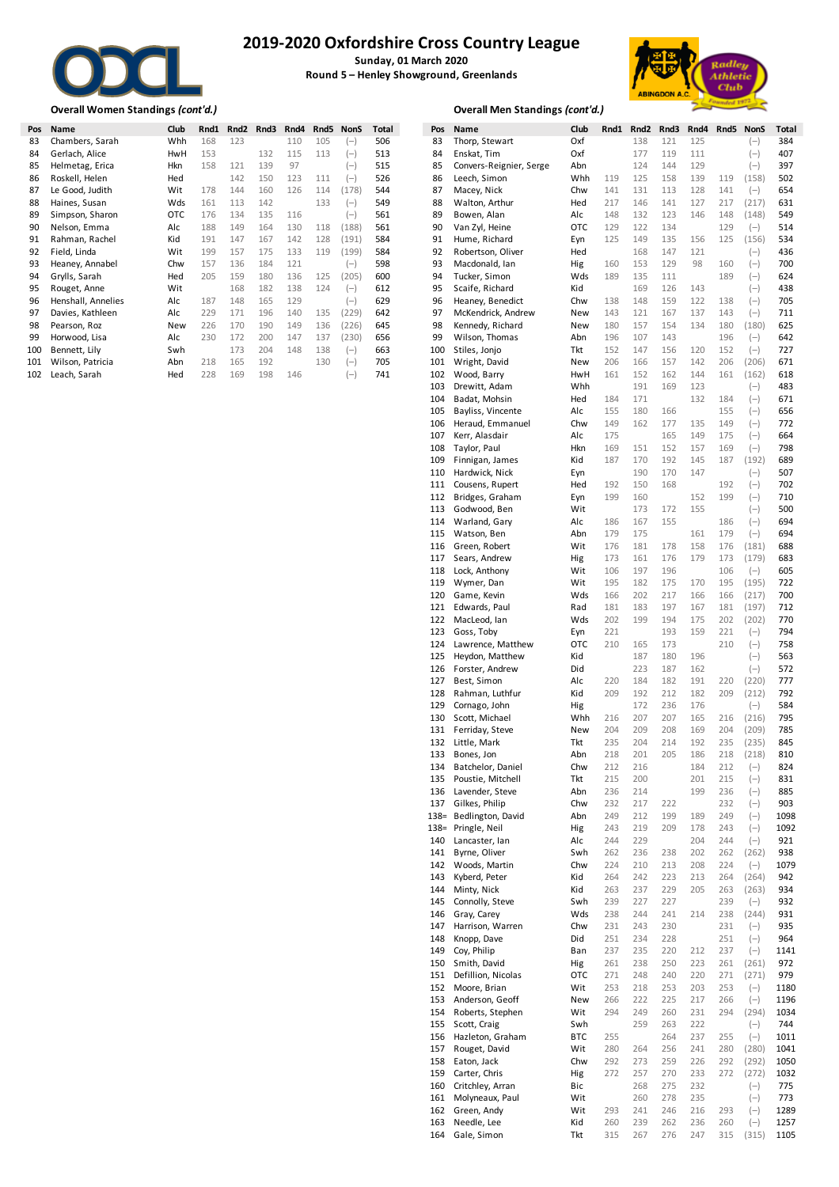# 2019-2020 Oxfordshire Cross Country League

**Sunday, 01 March 2020**

**Round 5 – Henley Showground, Greenlands**

### Overall Women Standings *(cont'd.)*

| Pos | Name | Club | Rnd1 | Rnd2 | Rnd3 | Rnd4 | Rnd5 | NonS | Total |
|---|---|---|---|---|---|---|---|---|---|
| 83 | Chambers, Sarah | Whh | 168 | 123 | | 110 | 105 | (–) | 506 |
| 84 | Gerlach, Alice | HwH | 153 | | 132 | 115 | 113 | (–) | 513 |
| 85 | Helmetag, Erica | Hkn | 158 | 121 | 139 | 97 | | (–) | 515 |
| 86 | Roskell, Helen | Hed | | 142 | 150 | 123 | 111 | (–) | 526 |
| 87 | Le Good, Judith | Wit | 178 | 144 | 160 | 126 | 114 | (178) | 544 |
| 88 | Haines, Susan | Wds | 161 | 113 | 142 | | 133 | (–) | 549 |
| 89 | Simpson, Sharon | OTC | 176 | 134 | 135 | 116 | | (–) | 561 |
| 90 | Nelson, Emma | Alc | 188 | 149 | 164 | 130 | 118 | (188) | 561 |
| 91 | Rahman, Rachel | Kid | 191 | 147 | 167 | 142 | 128 | (191) | 584 |
| 92 | Field, Linda | Wit | 199 | 157 | 175 | 133 | 119 | (199) | 584 |
| 93 | Heaney, Annabel | Chw | 157 | 136 | 184 | 121 | | (–) | 598 |
| 94 | Grylls, Sarah | Hed | 205 | 159 | 180 | 136 | 125 | (205) | 600 |
| 95 | Rouget, Anne | Wit | | 168 | 182 | 138 | 124 | (–) | 612 |
| 96 | Henshall, Annelies | Alc | 187 | 148 | 165 | 129 | | (–) | 629 |
| 97 | Davies, Kathleen | Alc | 229 | 171 | 196 | 140 | 135 | (229) | 642 |
| 98 | Pearson, Roz | New | 226 | 170 | 190 | 149 | 136 | (226) | 645 |
| 99 | Horwood, Lisa | Alc | 230 | 172 | 200 | 147 | 137 | (230) | 656 |
| 100 | Bennett, Lily | Swh | | 173 | 204 | 148 | 138 | (–) | 663 |
| 101 | Wilson, Patricia | Abn | 218 | 165 | 192 | | 130 | (–) | 705 |
| 102 | Leach, Sarah | Hed | 228 | 169 | 198 | 146 | | (–) | 741 |

### Overall Men Standings *(cont'd.)*

| Pos | Name | Club | Rnd1 | Rnd2 | Rnd3 | Rnd4 | Rnd5 | NonS | Total |
|---|---|---|---|---|---|---|---|---|---|
| 83 | Thorp, Stewart | Oxf | | 138 | 121 | 125 | | (–) | 384 |
| 84 | Enskat, Tim | Oxf | | 177 | 119 | 111 | | (–) | 407 |
| 85 | Convers-Reignier, Serge | Abn | | 124 | 144 | 129 | | (–) | 397 |
| 86 | Leech, Simon | Whh | 119 | 125 | 158 | 139 | 119 | (158) | 502 |
| 87 | Macey, Nick | Chw | 141 | 131 | 113 | 128 | 141 | (–) | 654 |
| 88 | Walton, Arthur | Hed | 217 | 146 | 141 | 127 | 217 | (217) | 631 |
| 89 | Bowen, Alan | Alc | 148 | 132 | 123 | 146 | 148 | (148) | 549 |
| 90 | Van Zyl, Heine | OTC | 129 | 122 | 134 | | 129 | (–) | 514 |
| 91 | Hume, Richard | Eyn | 125 | 149 | 135 | 156 | 125 | (156) | 534 |
| 92 | Robertson, Oliver | Hed | | 168 | 147 | 121 | | (–) | 436 |
| 93 | Macdonald, Ian | Hig | 160 | 153 | 129 | 98 | 160 | (–) | 700 |
| 94 | Tucker, Simon | Wds | 189 | 135 | 111 | | 189 | (–) | 624 |
| 95 | Scaife, Richard | Kid | | 169 | 126 | 143 | | (–) | 438 |
| 96 | Heaney, Benedict | Chw | 138 | 148 | 159 | 122 | 138 | (–) | 705 |
| 97 | McKendrick, Andrew | New | 143 | 121 | 167 | 137 | 143 | (–) | 711 |
| 98 | Kennedy, Richard | New | 180 | 157 | 154 | 134 | 180 | (180) | 625 |
| 99 | Wilson, Thomas | Abn | 196 | 107 | 143 | | 196 | (–) | 642 |
| 100 | Stiles, Jonjo | Tkt | 152 | 147 | 156 | 120 | 152 | (–) | 727 |
| 101 | Wright, David | New | 206 | 166 | 157 | 142 | 206 | (206) | 671 |
| 102 | Wood, Barry | HwH | 161 | 152 | 162 | 144 | 161 | (162) | 618 |
| 103 | Drewitt, Adam | Whh | | 191 | 169 | 123 | | (–) | 483 |
| 104 | Badat, Mohsin | Hed | 184 | 171 | | 132 | 184 | (–) | 671 |
| 105 | Bayliss, Vincente | Alc | 155 | 180 | 166 | | 155 | (–) | 656 |
| 106 | Heraud, Emmanuel | Chw | 149 | 162 | 177 | 135 | 149 | (–) | 772 |
| 107 | Kerr, Alasdair | Alc | 175 | | 165 | 149 | 175 | (–) | 664 |
| 108 | Taylor, Paul | Hkn | 169 | 151 | 152 | 157 | 169 | (–) | 798 |
| 109 | Finnigan, James | Kid | 187 | 170 | 192 | 145 | 187 | (192) | 689 |
| 110 | Hardwick, Nick | Eyn | | 190 | 170 | 147 | | (–) | 507 |
| 111 | Cousens, Rupert | Hed | 192 | 150 | 168 | | 192 | (–) | 702 |
| 112 | Bridges, Graham | Eyn | 199 | 160 | | 152 | 199 | (–) | 710 |
| 113 | Godwood, Ben | Wit | | 173 | 172 | 155 | | (–) | 500 |
| 114 | Warland, Gary | Alc | 186 | 167 | 155 | | 186 | (–) | 694 |
| 115 | Watson, Ben | Abn | 179 | 175 | | 161 | 179 | (–) | 694 |
| 116 | Green, Robert | Wit | 176 | 181 | 178 | 158 | 176 | (181) | 688 |
| 117 | Sears, Andrew | Hig | 173 | 161 | 176 | 179 | 173 | (179) | 683 |
| 118 | Lock, Anthony | Wit | 106 | 197 | 196 | | 106 | (–) | 605 |
| 119 | Wymer, Dan | Wit | 195 | 182 | 175 | 170 | 195 | (195) | 722 |
| 120 | Game, Kevin | Wds | 166 | 202 | 217 | 166 | 166 | (217) | 700 |
| 121 | Edwards, Paul | Rad | 181 | 183 | 197 | 167 | 181 | (197) | 712 |
| 122 | MacLeod, Ian | Wds | 202 | 199 | 194 | 175 | 202 | (202) | 770 |
| 123 | Goss, Toby | Eyn | 221 | | 193 | 159 | 221 | (–) | 794 |
| 124 | Lawrence, Matthew | OTC | 210 | 165 | 173 | | 210 | (–) | 758 |
| 125 | Heydon, Matthew | Kid | | 187 | 180 | 196 | | (–) | 563 |
| 126 | Forster, Andrew | Did | | 223 | 187 | 162 | | (–) | 572 |
| 127 | Best, Simon | Alc | 220 | 184 | 182 | 191 | 220 | (220) | 777 |
| 128 | Rahman, Luthfur | Kid | 209 | 192 | 212 | 182 | 209 | (212) | 792 |
| 129 | Cornago, John | Hig | | 172 | 236 | 176 | | (–) | 584 |
| 130 | Scott, Michael | Whh | 216 | 207 | 207 | 165 | 216 | (216) | 795 |
| 131 | Ferriday, Steve | New | 204 | 209 | 208 | 169 | 204 | (209) | 785 |
| 132 | Little, Mark | Tkt | 235 | 204 | 214 | 192 | 235 | (235) | 845 |
| 133 | Bones, Jon | Abn | 218 | 201 | 205 | 186 | 218 | (218) | 810 |
| 134 | Batchelor, Daniel | Chw | 212 | 216 | | 184 | 212 | (–) | 824 |
| 135 | Poustie, Mitchell | Tkt | 215 | 200 | | 201 | 215 | (–) | 831 |
| 136 | Lavender, Steve | Abn | 236 | 214 | | 199 | 236 | (–) | 885 |
| 137 | Gilkes, Philip | Chw | 232 | 217 | 222 | | 232 | (–) | 903 |
| 138= | Bedlington, David | Abn | 249 | 212 | 199 | 189 | 249 | (–) | 1098 |
| 138= | Pringle, Neil | Hig | 243 | 219 | 209 | 178 | 243 | (–) | 1092 |
| 140 | Lancaster, Ian | Alc | 244 | 229 | | 204 | 244 | (–) | 921 |
| 141 | Byrne, Oliver | Swh | 262 | 236 | 238 | 202 | 262 | (262) | 938 |
| 142 | Woods, Martin | Chw | 224 | 210 | 213 | 208 | 224 | (–) | 1079 |
| 143 | Kyberd, Peter | Kid | 264 | 242 | 223 | 213 | 264 | (264) | 942 |
| 144 | Minty, Nick | Kid | 263 | 237 | 229 | 205 | 263 | (263) | 934 |
| 145 | Connolly, Steve | Swh | 239 | 227 | 227 | | 239 | (–) | 932 |
| 146 | Gray, Carey | Wds | 238 | 244 | 241 | 214 | 238 | (244) | 931 |
| 147 | Harrison, Warren | Chw | 231 | 243 | 230 | | 231 | (–) | 935 |
| 148 | Knopp, Dave | Did | 251 | 234 | 228 | | 251 | (–) | 964 |
| 149 | Coy, Philip | Ban | 237 | 235 | 220 | 212 | 237 | (–) | 1141 |
| 150 | Smith, David | Hig | 261 | 238 | 250 | 223 | 261 | (261) | 972 |
| 151 | Defillion, Nicolas | OTC | 271 | 248 | 240 | 220 | 271 | (271) | 979 |
| 152 | Moore, Brian | Wit | 253 | 218 | 253 | 203 | 253 | (–) | 1180 |
| 153 | Anderson, Geoff | New | 266 | 222 | 225 | 217 | 266 | (–) | 1196 |
| 154 | Roberts, Stephen | Wit | 294 | 249 | 260 | 231 | 294 | (294) | 1034 |
| 155 | Scott, Craig | Swh | | 259 | 263 | 222 | | (–) | 744 |
| 156 | Hazleton, Graham | BTC | 255 | | 264 | 237 | 255 | (–) | 1011 |
| 157 | Rouget, David | Wit | 280 | 264 | 256 | 241 | 280 | (280) | 1041 |
| 158 | Eaton, Jack | Chw | 292 | 273 | 259 | 226 | 292 | (292) | 1050 |
| 159 | Carter, Chris | Hig | 272 | 257 | 270 | 233 | 272 | (272) | 1032 |
| 160 | Critchley, Arran | Bic | | 268 | 275 | 232 | | (–) | 775 |
| 161 | Molyneaux, Paul | Wit | | 260 | 278 | 235 | | (–) | 773 |
| 162 | Green, Andy | Wit | 293 | 241 | 246 | 216 | 293 | (–) | 1289 |
| 163 | Needle, Lee | Kid | 260 | 239 | 262 | 236 | 260 | (–) | 1257 |
| 164 | Gale, Simon | Tkt | 315 | 267 | 276 | 247 | 315 | (315) | 1105 |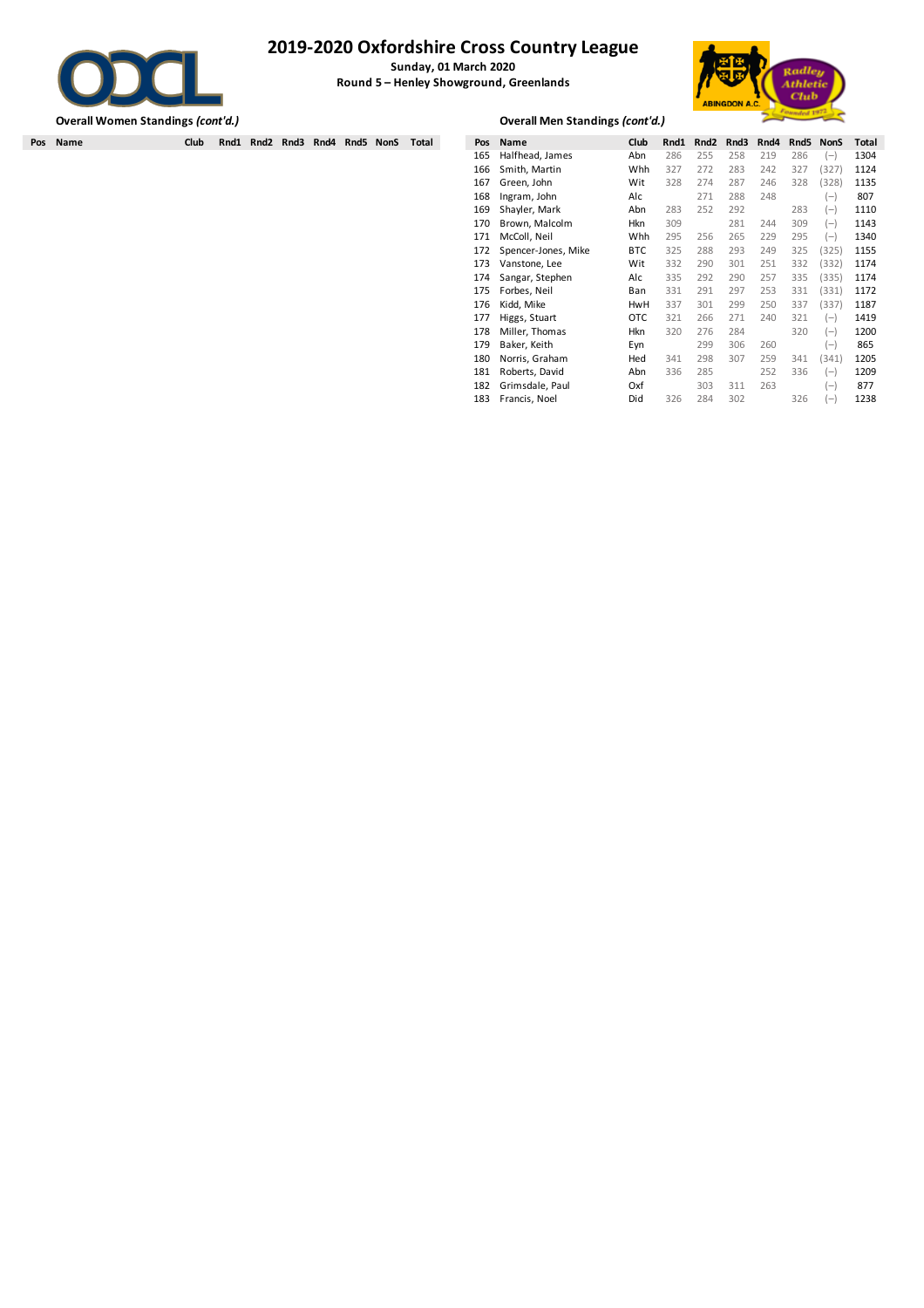# 2019-2020 Oxfordshire Cross Country League

**Sunday, 01 March 2020**

**Round 5 – Henley Showground, Greenlands**

**Overall Women Standings *(cont'd.)***

| Pos | Name | Club | Rnd1 | Rnd2 | Rnd3 | Rnd4 | Rnd5 | NonS | Total |
|---|---|---|---|---|---|---|---|---|---|

**Overall Men Standings *(cont'd.)***

| Pos | Name | Club | Rnd1 | Rnd2 | Rnd3 | Rnd4 | Rnd5 | NonS | Total |
|---|---|---|---|---|---|---|---|---|---|
| 165 | Halfhead, James | Abn | 286 | 255 | 258 | 219 | 286 | (–) | 1304 |
| 166 | Smith, Martin | Whh | 327 | 272 | 283 | 242 | 327 | (327) | 1124 |
| 167 | Green, John | Wit | 328 | 274 | 287 | 246 | 328 | (328) | 1135 |
| 168 | Ingram, John | Alc | | 271 | 288 | 248 | | (–) | 807 |
| 169 | Shayler, Mark | Abn | 283 | 252 | 292 | | 283 | (–) | 1110 |
| 170 | Brown, Malcolm | Hkn | 309 | | 281 | 244 | 309 | (–) | 1143 |
| 171 | McColl, Neil | Whh | 295 | 256 | 265 | 229 | 295 | (–) | 1340 |
| 172 | Spencer-Jones, Mike | BTC | 325 | 288 | 293 | 249 | 325 | (325) | 1155 |
| 173 | Vanstone, Lee | Wit | 332 | 290 | 301 | 251 | 332 | (332) | 1174 |
| 174 | Sangar, Stephen | Alc | 335 | 292 | 290 | 257 | 335 | (335) | 1174 |
| 175 | Forbes, Neil | Ban | 331 | 291 | 297 | 253 | 331 | (331) | 1172 |
| 176 | Kidd, Mike | HwH | 337 | 301 | 299 | 250 | 337 | (337) | 1187 |
| 177 | Higgs, Stuart | OTC | 321 | 266 | 271 | 240 | 321 | (–) | 1419 |
| 178 | Miller, Thomas | Hkn | 320 | 276 | 284 | | 320 | (–) | 1200 |
| 179 | Baker, Keith | Eyn | | 299 | 306 | 260 | | (–) | 865 |
| 180 | Norris, Graham | Hed | 341 | 298 | 307 | 259 | 341 | (341) | 1205 |
| 181 | Roberts, David | Abn | 336 | 285 | | 252 | 336 | (–) | 1209 |
| 182 | Grimsdale, Paul | Oxf | | 303 | 311 | 263 | | (–) | 877 |
| 183 | Francis, Noel | Did | 326 | 284 | 302 | | 326 | (–) | 1238 |